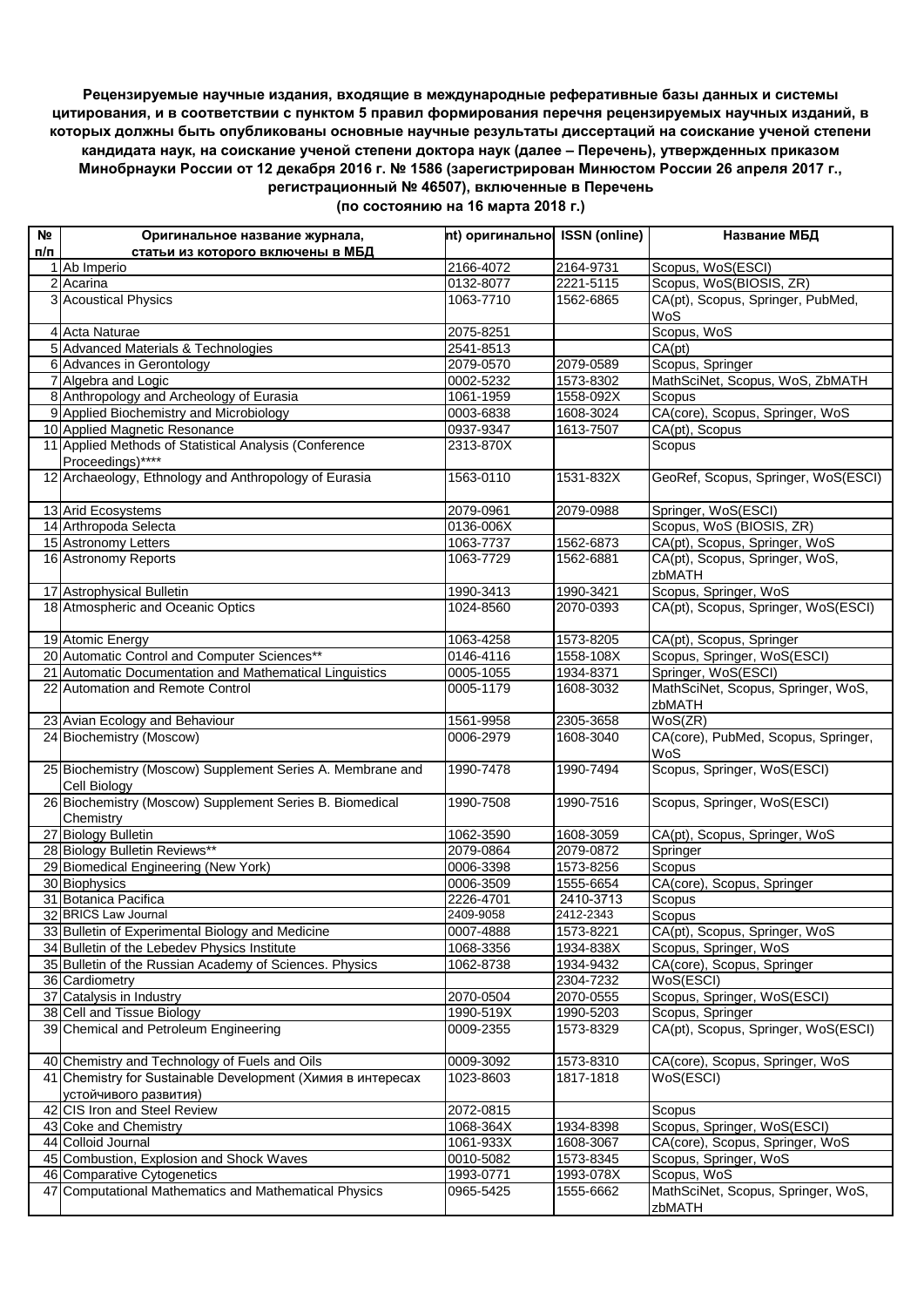**Рецензируемые научные издания, входящие в международные реферативные базы данных и системы цитирования, и в соответствии с пунктом 5 правил формирования перечня рецензируемых научных изданий, в которых должны быть опубликованы основные научные результаты диссертаций на соискание ученой степени кандидата наук, на соискание ученой степени доктора наук (далее – Перечень), утвержденных приказом Минобрнауки России от 12 декабря 2016 г. № 1586 (зарегистрирован Минюстом России 26 апреля 2017 г., регистрационный № 46507), включенные в Перечень**

**(по состоянию на 16 марта 2018 г.)**

| № п/п | Оригинальное название журнала, статьи из которого включены в МБД | nt) оригинально | ISSN (online) | Название МБД |
|---|---|---|---|---|
| 1 | Ab Imperio | 2166-4072 | 2164-9731 | Scopus, WoS(ESCI) |
| 2 | Acarina | 0132-8077 | 2221-5115 | Scopus, WoS(BIOSIS, ZR) |
| 3 | Acoustical Physics | 1063-7710 | 1562-6865 | CA(pt), Scopus, Springer, PubMed, WoS |
| 4 | Acta Naturae | 2075-8251 | | Scopus, WoS |
| 5 | Advanced Materials & Technologies | 2541-8513 | | CA(pt) |
| 6 | Advances in Gerontology | 2079-0570 | 2079-0589 | Scopus, Springer |
| 7 | Algebra and Logic | 0002-5232 | 1573-8302 | MathSciNet, Scopus, WoS, ZbMATH |
| 8 | Anthropology and Archeology of Eurasia | 1061-1959 | 1558-092X | Scopus |
| 9 | Applied Biochemistry and Microbiology | 0003-6838 | 1608-3024 | CA(core), Scopus, Springer, WoS |
| 10 | Applied Magnetic Resonance | 0937-9347 | 1613-7507 | CA(pt), Scopus |
| 11 | Applied Methods of Statistical Analysis (Conference Proceedings)**** | 2313-870X | | Scopus |
| 12 | Archaeology, Ethnology and Anthropology of Eurasia | 1563-0110 | 1531-832X | GeoRef, Scopus, Springer, WoS(ESCI) |
| 13 | Arid Ecosystems | 2079-0961 | 2079-0988 | Springer, WoS(ESCI) |
| 14 | Arthropoda Selecta | 0136-006X | | Scopus, WoS (BIOSIS, ZR) |
| 15 | Astronomy Letters | 1063-7737 | 1562-6873 | CA(pt), Scopus, Springer, WoS |
| 16 | Astronomy Reports | 1063-7729 | 1562-6881 | CA(pt), Scopus, Springer, WoS, zbMATH |
| 17 | Astrophysical Bulletin | 1990-3413 | 1990-3421 | Scopus, Springer, WoS |
| 18 | Atmospheric and Oceanic Optics | 1024-8560 | 2070-0393 | CA(pt), Scopus, Springer, WoS(ESCI) |
| 19 | Atomic Energy | 1063-4258 | 1573-8205 | CA(pt), Scopus, Springer |
| 20 | Automatic Control and Computer Sciences** | 0146-4116 | 1558-108X | Scopus, Springer, WoS(ESCI) |
| 21 | Automatic Documentation and Mathematical Linguistics | 0005-1055 | 1934-8371 | Springer, WoS(ESCI) |
| 22 | Automation and Remote Control | 0005-1179 | 1608-3032 | MathSciNet, Scopus, Springer, WoS, zbMATH |
| 23 | Avian Ecology and Behaviour | 1561-9958 | 2305-3658 | WoS(ZR) |
| 24 | Biochemistry (Moscow) | 0006-2979 | 1608-3040 | CA(core), PubMed, Scopus, Springer, WoS |
| 25 | Biochemistry (Moscow) Supplement Series A. Membrane and Cell Biology | 1990-7478 | 1990-7494 | Scopus, Springer, WoS(ESCI) |
| 26 | Biochemistry (Moscow) Supplement Series B. Biomedical Chemistry | 1990-7508 | 1990-7516 | Scopus, Springer, WoS(ESCI) |
| 27 | Biology Bulletin | 1062-3590 | 1608-3059 | CA(pt), Scopus, Springer, WoS |
| 28 | Biology Bulletin Reviews** | 2079-0864 | 2079-0872 | Springer |
| 29 | Biomedical Engineering (New York) | 0006-3398 | 1573-8256 | Scopus |
| 30 | Biophysics | 0006-3509 | 1555-6654 | CA(core), Scopus, Springer |
| 31 | Botanica Pacifica | 2226-4701 | 2410-3713 | Scopus |
| 32 | BRICS Law Journal | 2409-9058 | 2412-2343 | Scopus |
| 33 | Bulletin of Experimental Biology and Medicine | 0007-4888 | 1573-8221 | CA(pt), Scopus, Springer, WoS |
| 34 | Bulletin of the Lebedev Physics Institute | 1068-3356 | 1934-838X | Scopus, Springer, WoS |
| 35 | Bulletin of the Russian Academy of Sciences. Physics | 1062-8738 | 1934-9432 | CA(core), Scopus, Springer |
| 36 | Cardiometry | | 2304-7232 | WoS(ESCI) |
| 37 | Catalysis in Industry | 2070-0504 | 2070-0555 | Scopus, Springer, WoS(ESCI) |
| 38 | Cell and Tissue Biology | 1990-519X | 1990-5203 | Scopus, Springer |
| 39 | Chemical and Petroleum Engineering | 0009-2355 | 1573-8329 | CA(pt), Scopus, Springer, WoS(ESCI) |
| 40 | Chemistry and Technology of Fuels and Oils | 0009-3092 | 1573-8310 | CA(core), Scopus, Springer, WoS |
| 41 | Chemistry for Sustainable Development (Химия в интересах устойчивого развития) | 1023-8603 | 1817-1818 | WoS(ESCI) |
| 42 | CIS Iron and Steel Review | 2072-0815 | | Scopus |
| 43 | Coke and Chemistry | 1068-364X | 1934-8398 | Scopus, Springer, WoS(ESCI) |
| 44 | Colloid Journal | 1061-933X | 1608-3067 | CA(core), Scopus, Springer, WoS |
| 45 | Combustion, Explosion and Shock Waves | 0010-5082 | 1573-8345 | Scopus, Springer, WoS |
| 46 | Comparative Cytogenetics | 1993-0771 | 1993-078X | Scopus, WoS |
| 47 | Computational Mathematics and Mathematical Physics | 0965-5425 | 1555-6662 | MathSciNet, Scopus, Springer, WoS, zbMATH |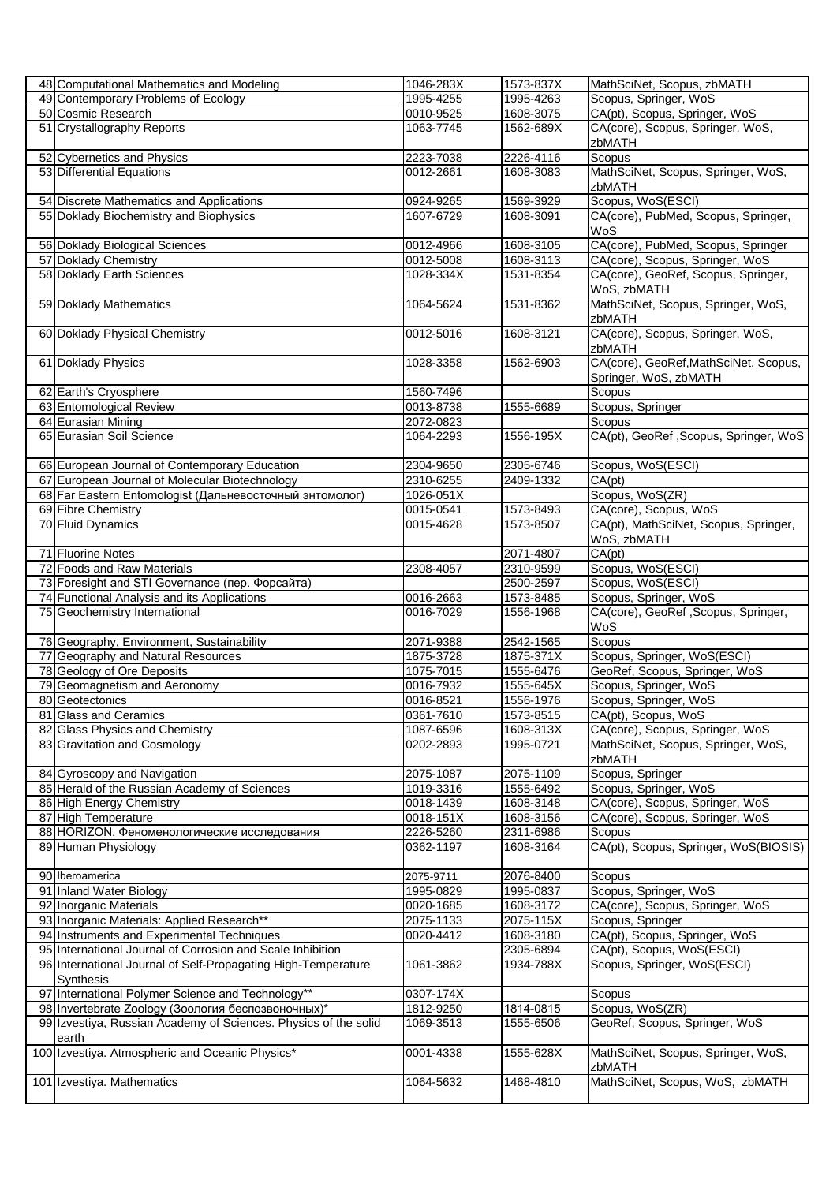| | | | | |
|---|---|---|---|---|
| 48 | Computational Mathematics and Modeling | 1046-283X | 1573-837X | MathSciNet, Scopus, zbMATH |
| 49 | Contemporary Problems of Ecology | 1995-4255 | 1995-4263 | Scopus, Springer, WoS |
| 50 | Cosmic Research | 0010-9525 | 1608-3075 | CA(pt), Scopus, Springer, WoS |
| 51 | Crystallography Reports | 1063-7745 | 1562-689X | CA(core), Scopus, Springer, WoS, zbMATH |
| 52 | Cybernetics and Physics | 2223-7038 | 2226-4116 | Scopus |
| 53 | Differential Equations | 0012-2661 | 1608-3083 | MathSciNet, Scopus, Springer, WoS, zbMATH |
| 54 | Discrete Mathematics and Applications | 0924-9265 | 1569-3929 | Scopus, WoS(ESCI) |
| 55 | Doklady Biochemistry and Biophysics | 1607-6729 | 1608-3091 | CA(core), PubMed, Scopus, Springer, WoS |
| 56 | Doklady Biological Sciences | 0012-4966 | 1608-3105 | CA(core), PubMed, Scopus, Springer |
| 57 | Doklady Chemistry | 0012-5008 | 1608-3113 | CA(core), Scopus, Springer, WoS |
| 58 | Doklady Earth Sciences | 1028-334X | 1531-8354 | CA(core), GeoRef, Scopus, Springer, WoS, zbMATH |
| 59 | Doklady Mathematics | 1064-5624 | 1531-8362 | MathSciNet, Scopus, Springer, WoS, zbMATH |
| 60 | Doklady Physical Chemistry | 0012-5016 | 1608-3121 | CA(core), Scopus, Springer, WoS, zbMATH |
| 61 | Doklady Physics | 1028-3358 | 1562-6903 | CA(core), GeoRef,MathSciNet, Scopus, Springer, WoS, zbMATH |
| 62 | Earth's Cryosphere | 1560-7496 | | Scopus |
| 63 | Entomological Review | 0013-8738 | 1555-6689 | Scopus, Springer |
| 64 | Eurasian Mining | 2072-0823 | | Scopus |
| 65 | Eurasian Soil Science | 1064-2293 | 1556-195X | CA(pt), GeoRef ,Scopus, Springer, WoS |
| 66 | European Journal of Contemporary Education | 2304-9650 | 2305-6746 | Scopus, WoS(ESCI) |
| 67 | European Journal of Molecular Biotechnology | 2310-6255 | 2409-1332 | CA(pt) |
| 68 | Far Eastern Entomologist (Дальневосточный энтомолог) | 1026-051X | | Scopus, WoS(ZR) |
| 69 | Fibre Chemistry | 0015-0541 | 1573-8493 | CA(core), Scopus, WoS |
| 70 | Fluid Dynamics | 0015-4628 | 1573-8507 | CA(pt), MathSciNet, Scopus, Springer, WoS, zbMATH |
| 71 | Fluorine Notes | | 2071-4807 | CA(pt) |
| 72 | Foods and Raw Materials | 2308-4057 | 2310-9599 | Scopus, WoS(ESCI) |
| 73 | Foresight and STI Governance (пер. Форсайта) | | 2500-2597 | Scopus, WoS(ESCI) |
| 74 | Functional Analysis and its Applications | 0016-2663 | 1573-8485 | Scopus, Springer, WoS |
| 75 | Geochemistry International | 0016-7029 | 1556-1968 | CA(core), GeoRef ,Scopus, Springer, WoS |
| 76 | Geography, Environment, Sustainability | 2071-9388 | 2542-1565 | Scopus |
| 77 | Geography and Natural Resources | 1875-3728 | 1875-371X | Scopus, Springer, WoS(ESCI) |
| 78 | Geology of Ore Deposits | 1075-7015 | 1555-6476 | GeoRef, Scopus, Springer, WoS |
| 79 | Geomagnetism and Aeronomy | 0016-7932 | 1555-645X | Scopus, Springer, WoS |
| 80 | Geotectonics | 0016-8521 | 1556-1976 | Scopus, Springer, WoS |
| 81 | Glass and Ceramics | 0361-7610 | 1573-8515 | CA(pt), Scopus, WoS |
| 82 | Glass Physics and Chemistry | 1087-6596 | 1608-313X | CA(core), Scopus, Springer, WoS |
| 83 | Gravitation and Cosmology | 0202-2893 | 1995-0721 | MathSciNet, Scopus, Springer, WoS, zbMATH |
| 84 | Gyroscopy and Navigation | 2075-1087 | 2075-1109 | Scopus, Springer |
| 85 | Herald of the Russian Academy of Sciences | 1019-3316 | 1555-6492 | Scopus, Springer, WoS |
| 86 | High Energy Chemistry | 0018-1439 | 1608-3148 | CA(core), Scopus, Springer, WoS |
| 87 | High Temperature | 0018-151X | 1608-3156 | CA(core), Scopus, Springer, WoS |
| 88 | HORIZON. Феноменологические исследования | 2226-5260 | 2311-6986 | Scopus |
| 89 | Human Physiology | 0362-1197 | 1608-3164 | CA(pt), Scopus, Springer, WoS(BIOSIS) |
| 90 | Iberoamerica | 2075-9711 | 2076-8400 | Scopus |
| 91 | Inland Water Biology | 1995-0829 | 1995-0837 | Scopus, Springer, WoS |
| 92 | Inorganic Materials | 0020-1685 | 1608-3172 | CA(core), Scopus, Springer, WoS |
| 93 | Inorganic Materials: Applied Research** | 2075-1133 | 2075-115X | Scopus, Springer |
| 94 | Instruments and Experimental Techniques | 0020-4412 | 1608-3180 | CA(pt), Scopus, Springer, WoS |
| 95 | International Journal of Corrosion and Scale Inhibition | | 2305-6894 | CA(pt), Scopus, WoS(ESCI) |
| 96 | International Journal of Self-Propagating High-Temperature Synthesis | 1061-3862 | 1934-788X | Scopus, Springer, WoS(ESCI) |
| 97 | International Polymer Science and Technology** | 0307-174X | | Scopus |
| 98 | Invertebrate Zoology (Зоология беспозвоночных)* | 1812-9250 | 1814-0815 | Scopus, WoS(ZR) |
| 99 | Izvestiya, Russian Academy of Sciences. Physics of the solid earth | 1069-3513 | 1555-6506 | GeoRef, Scopus, Springer, WoS |
| 100 | Izvestiya. Atmospheric and Oceanic Physics* | 0001-4338 | 1555-628X | MathSciNet, Scopus, Springer, WoS, zbMATH |
| 101 | Izvestiya. Mathematics | 1064-5632 | 1468-4810 | MathSciNet, Scopus, WoS, zbMATH |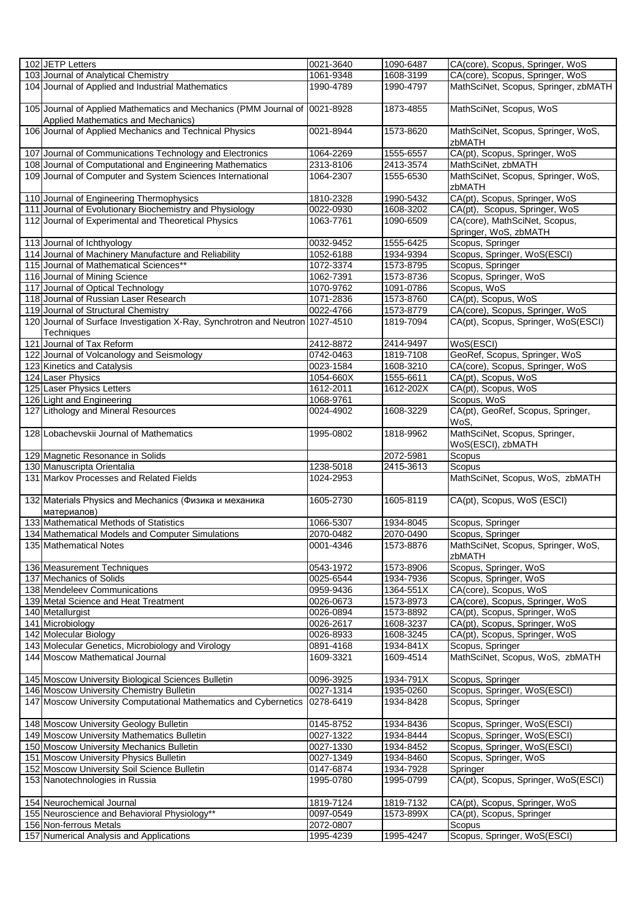| 102 | JETP Letters | 0021-3640 | 1090-6487 | CA(core), Scopus, Springer, WoS |
|---|---|---|---|---|
| 103 | Journal of Analytical Chemistry | 1061-9348 | 1608-3199 | CA(core), Scopus, Springer, WoS |
| 104 | Journal of Applied and Industrial Mathematics | 1990-4789 | 1990-4797 | MathSciNet, Scopus, Springer, zbMATH |
| 105 | Journal of Applied Mathematics and Mechanics (PMM Journal of Applied Mathematics and Mechanics) | 0021-8928 | 1873-4855 | MathSciNet, Scopus, WoS |
| 106 | Journal of Applied Mechanics and Technical Physics | 0021-8944 | 1573-8620 | MathSciNet, Scopus, Springer, WoS, zbMATH |
| 107 | Journal of Communications Technology and Electronics | 1064-2269 | 1555-6557 | CA(pt), Scopus, Springer, WoS |
| 108 | Journal of Computational and Engineering Mathematics | 2313-8106 | 2413-3574 | MathSciNet, zbMATH |
| 109 | Journal of Computer and System Sciences International | 1064-2307 | 1555-6530 | MathSciNet, Scopus, Springer, WoS, zbMATH |
| 110 | Journal of Engineering Thermophysics | 1810-2328 | 1990-5432 | CA(pt), Scopus, Springer, WoS |
| 111 | Journal of Evolutionary Biochemistry and Physiology | 0022-0930 | 1608-3202 | CA(pt), Scopus, Springer, WoS |
| 112 | Journal of Experimental and Theoretical Physics | 1063-7761 | 1090-6509 | CA(core), MathSciNet, Scopus, Springer, WoS, zbMATH |
| 113 | Journal of Ichthyology | 0032-9452 | 1555-6425 | Scopus, Springer |
| 114 | Journal of Machinery Manufacture and Reliability | 1052-6188 | 1934-9394 | Scopus, Springer, WoS(ESCI) |
| 115 | Journal of Mathematical Sciences** | 1072-3374 | 1573-8795 | Scopus, Springer |
| 116 | Journal of Mining Science | 1062-7391 | 1573-8736 | Scopus, Springer, WoS |
| 117 | Journal of Optical Technology | 1070-9762 | 1091-0786 | Scopus, WoS |
| 118 | Journal of Russian Laser Research | 1071-2836 | 1573-8760 | CA(pt), Scopus, WoS |
| 119 | Journal of Structural Chemistry | 0022-4766 | 1573-8779 | CA(core), Scopus, Springer, WoS |
| 120 | Journal of Surface Investigation X-Ray, Synchrotron and Neutron Techniques | 1027-4510 | 1819-7094 | CA(pt), Scopus, Springer, WoS(ESCI) |
| 121 | Journal of Tax Reform | 2412-8872 | 2414-9497 | WoS(ESCI) |
| 122 | Journal of Volcanology and Seismology | 0742-0463 | 1819-7108 | GeoRef, Scopus, Springer, WoS |
| 123 | Kinetics and Catalysis | 0023-1584 | 1608-3210 | CA(core), Scopus, Springer, WoS |
| 124 | Laser Physics | 1054-660X | 1555-6611 | CA(pt), Scopus, WoS |
| 125 | Laser Physics Letters | 1612-2011 | 1612-202X | CA(pt), Scopus, WoS |
| 126 | Light and Engineering | 1068-9761 | | Scopus, WoS |
| 127 | Lithology and Mineral Resources | 0024-4902 | 1608-3229 | CA(pt), GeoRef, Scopus, Springer, WoS, |
| 128 | Lobachevskii Journal of Mathematics | 1995-0802 | 1818-9962 | MathSciNet, Scopus, Springer, WoS(ESCI), zbMATH |
| 129 | Magnetic Resonance in Solids | | 2072-5981 | Scopus |
| 130 | Manuscripta Orientalia | 1238-5018 | 2415-3613 | Scopus |
| 131 | Markov Processes and Related Fields | 1024-2953 | | MathSciNet, Scopus, WoS, zbMATH |
| 132 | Materials Physics and Mechanics (Физика и механика материалов) | 1605-2730 | 1605-8119 | CA(pt), Scopus, WoS (ESCI) |
| 133 | Mathematical Methods of Statistics | 1066-5307 | 1934-8045 | Scopus, Springer |
| 134 | Mathematical Models and Computer Simulations | 2070-0482 | 2070-0490 | Scopus, Springer |
| 135 | Mathematical Notes | 0001-4346 | 1573-8876 | MathSciNet, Scopus, Springer, WoS, zbMATH |
| 136 | Measurement Techniques | 0543-1972 | 1573-8906 | Scopus, Springer, WoS |
| 137 | Mechanics of Solids | 0025-6544 | 1934-7936 | Scopus, Springer, WoS |
| 138 | Mendeleev Communications | 0959-9436 | 1364-551X | CA(core), Scopus, WoS |
| 139 | Metal Science and Heat Treatment | 0026-0673 | 1573-8973 | CA(core), Scopus, Springer, WoS |
| 140 | Metallurgist | 0026-0894 | 1573-8892 | CA(pt), Scopus, Springer, WoS |
| 141 | Microbiology | 0026-2617 | 1608-3237 | CA(pt), Scopus, Springer, WoS |
| 142 | Molecular Biology | 0026-8933 | 1608-3245 | CA(pt), Scopus, Springer, WoS |
| 143 | Molecular Genetics, Microbiology and Virology | 0891-4168 | 1934-841X | Scopus, Springer |
| 144 | Moscow Mathematical Journal | 1609-3321 | 1609-4514 | MathSciNet, Scopus, WoS, zbMATH |
| 145 | Moscow University Biological Sciences Bulletin | 0096-3925 | 1934-791X | Scopus, Springer |
| 146 | Moscow University Chemistry Bulletin | 0027-1314 | 1935-0260 | Scopus, Springer, WoS(ESCI) |
| 147 | Moscow University Computational Mathematics and Cybernetics | 0278-6419 | 1934-8428 | Scopus, Springer |
| 148 | Moscow University Geology Bulletin | 0145-8752 | 1934-8436 | Scopus, Springer, WoS(ESCI) |
| 149 | Moscow University Mathematics Bulletin | 0027-1322 | 1934-8444 | Scopus, Springer, WoS(ESCI) |
| 150 | Moscow University Mechanics Bulletin | 0027-1330 | 1934-8452 | Scopus, Springer, WoS(ESCI) |
| 151 | Moscow University Physics Bulletin | 0027-1349 | 1934-8460 | Scopus, Springer, WoS |
| 152 | Moscow University Soil Science Bulletin | 0147-6874 | 1934-7928 | Springer |
| 153 | Nanotechnologies in Russia | 1995-0780 | 1995-0799 | CA(pt), Scopus, Springer, WoS(ESCI) |
| 154 | Neurochemical Journal | 1819-7124 | 1819-7132 | CA(pt), Scopus, Springer, WoS |
| 155 | Neuroscience and Behavioral Physiology** | 0097-0549 | 1573-899X | CA(pt), Scopus, Springer |
| 156 | Non-ferrous Metals | 2072-0807 | | Scopus |
| 157 | Numerical Analysis and Applications | 1995-4239 | 1995-4247 | Scopus, Springer, WoS(ESCI) |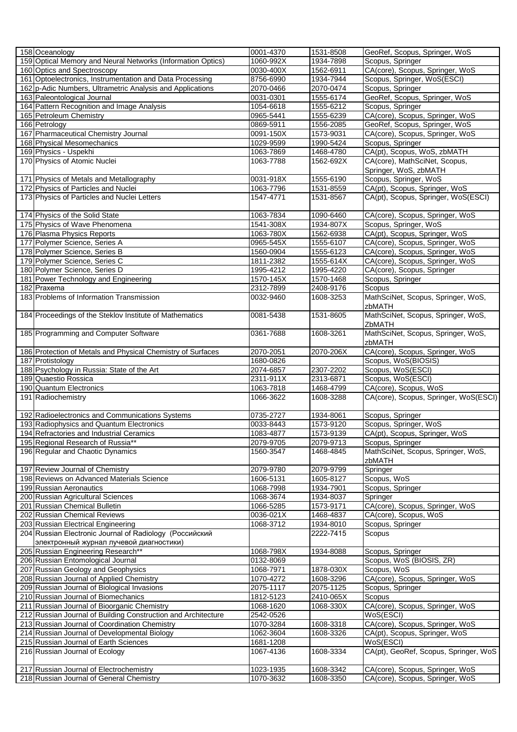| 158 | Oceanology | 0001-4370 | 1531-8508 | GeoRef, Scopus, Springer, WoS |
|---|---|---|---|---|
| 159 | Optical Memory and Neural Networks (Information Optics) | 1060-992X | 1934-7898 | Scopus, Springer |
| 160 | Optics and Spectroscopy | 0030-400X | 1562-6911 | CA(core), Scopus, Springer, WoS |
| 161 | Optoelectronics, Instrumentation and Data Processing | 8756-6990 | 1934-7944 | Scopus, Springer, WoS(ESCI) |
| 162 | p-Adic Numbers, Ultrametric Analysis and Applications | 2070-0466 | 2070-0474 | Scopus, Springer |
| 163 | Paleontological Journal | 0031-0301 | 1555-6174 | GeoRef, Scopus, Springer, WoS |
| 164 | Pattern Recognition and Image Analysis | 1054-6618 | 1555-6212 | Scopus, Springer |
| 165 | Petroleum Chemistry | 0965-5441 | 1555-6239 | CA(core), Scopus, Springer, WoS |
| 166 | Petrology | 0869-5911 | 1556-2085 | GeoRef, Scopus, Springer, WoS |
| 167 | Pharmaceutical Chemistry Journal | 0091-150X | 1573-9031 | CA(core), Scopus, Springer, WoS |
| 168 | Physical Mesomechanics | 1029-9599 | 1990-5424 | Scopus, Springer |
| 169 | Physics - Uspekhi | 1063-7869 | 1468-4780 | CA(pt), Scopus, WoS, zbMATH |
| 170 | Physics of Atomic Nuclei | 1063-7788 | 1562-692X | CA(core), MathSciNet, Scopus, Springer, WoS, zbMATH |
| 171 | Physics of Metals and Metallography | 0031-918X | 1555-6190 | Scopus, Springer, WoS |
| 172 | Physics of Particles and Nuclei | 1063-7796 | 1531-8559 | CA(pt), Scopus, Springer, WoS |
| 173 | Physics of Particles and Nuclei Letters | 1547-4771 | 1531-8567 | CA(pt), Scopus, Springer, WoS(ESCI) |
| 174 | Physics of the Solid State | 1063-7834 | 1090-6460 | CA(core), Scopus, Springer, WoS |
| 175 | Physics of Wave Phenomena | 1541-308X | 1934-807X | Scopus, Springer, WoS |
| 176 | Plasma Physics Reports | 1063-780X | 1562-6938 | CA(pt), Scopus, Springer, WoS |
| 177 | Polymer Science, Series A | 0965-545X | 1555-6107 | CA(core), Scopus, Springer, WoS |
| 178 | Polymer Science, Series B | 1560-0904 | 1555-6123 | CA(core), Scopus, Springer, WoS |
| 179 | Polymer Science, Series C | 1811-2382 | 1555-614X | CA(core), Scopus, Springer, WoS |
| 180 | Polymer Science, Series D | 1995-4212 | 1995-4220 | CA(core), Scopus, Springer |
| 181 | Power Technology and Engineering | 1570-145X | 1570-1468 | Scopus, Springer |
| 182 | Praxema | 2312-7899 | 2408-9176 | Scopus |
| 183 | Problems of Information Transmission | 0032-9460 | 1608-3253 | MathSciNet, Scopus, Springer, WoS, zbMATH |
| 184 | Proceedings of the Steklov Institute of Mathematics | 0081-5438 | 1531-8605 | MathSciNet, Scopus, Springer, WoS, ZbMATH |
| 185 | Programming and Computer Software | 0361-7688 | 1608-3261 | MathSciNet, Scopus, Springer, WoS, zbMATH |
| 186 | Protection of Metals and Physical Chemistry of Surfaces | 2070-2051 | 2070-206X | CA(core), Scopus, Springer, WoS |
| 187 | Protistology | 1680-0826 | | Scopus, WoS(BIOSIS) |
| 188 | Psychology in Russia: State of the Art | 2074-6857 | 2307-2202 | Scopus, WoS(ESCI) |
| 189 | Quaestio Rossica | 2311-911X | 2313-6871 | Scopus, WoS(ESCI) |
| 190 | Quantum Electronics | 1063-7818 | 1468-4799 | CA(core), Scopus, WoS |
| 191 | Radiochemistry | 1066-3622 | 1608-3288 | CA(core), Scopus, Springer, WoS(ESCI) |
| 192 | Radioelectronics and Communications Systems | 0735-2727 | 1934-8061 | Scopus, Springer |
| 193 | Radiophysics and Quantum Electronics | 0033-8443 | 1573-9120 | Scopus, Springer, WoS |
| 194 | Refractories and Industrial Ceramics | 1083-4877 | 1573-9139 | CA(pt), Scopus, Springer, WoS |
| 195 | Regional Research of Russia** | 2079-9705 | 2079-9713 | Scopus, Springer |
| 196 | Regular and Chaotic Dynamics | 1560-3547 | 1468-4845 | MathSciNet, Scopus, Springer, WoS, zbMATH |
| 197 | Review Journal of Chemistry | 2079-9780 | 2079-9799 | Springer |
| 198 | Reviews on Advanced Materials Science | 1606-5131 | 1605-8127 | Scopus, WoS |
| 199 | Russian Aeronautics | 1068-7998 | 1934-7901 | Scopus, Springer |
| 200 | Russian Agricultural Sciences | 1068-3674 | 1934-8037 | Springer |
| 201 | Russian Chemical Bulletin | 1066-5285 | 1573-9171 | CA(core), Scopus, Springer, WoS |
| 202 | Russian Chemical Reviews | 0036-021X | 1468-4837 | CA(core), Scopus, WoS |
| 203 | Russian Electrical Engineering | 1068-3712 | 1934-8010 | Scopus, Springer |
| 204 | Russian Electronic Journal of Radiology (Российский электронный журнал лучевой диагностики) | | 2222-7415 | Scopus |
| 205 | Russian Engineering Research** | 1068-798X | 1934-8088 | Scopus, Springer |
| 206 | Russian Entomological Journal | 0132-8069 | | Scopus, WoS (BIOSIS, ZR) |
| 207 | Russian Geology and Geophysics | 1068-7971 | 1878-030X | Scopus, WoS |
| 208 | Russian Journal of Applied Chemistry | 1070-4272 | 1608-3296 | CA(core), Scopus, Springer, WoS |
| 209 | Russian Journal of Biological Invasions | 2075-1117 | 2075-1125 | Scopus, Springer |
| 210 | Russian Journal of Biomechanics | 1812-5123 | 2410-065X | Scopus |
| 211 | Russian Journal of Bioorganic Chemistry | 1068-1620 | 1068-330X | CA(core), Scopus, Springer, WoS |
| 212 | Russian Journal of Building Construction and Architecture | 2542-0526 | | WoS(ESCI) |
| 213 | Russian Journal of Coordination Chemistry | 1070-3284 | 1608-3318 | CA(core), Scopus, Springer, WoS |
| 214 | Russian Journal of Developmental Biology | 1062-3604 | 1608-3326 | CA(pt), Scopus, Springer, WoS |
| 215 | Russian Journal of Earth Sciences | 1681-1208 | | WoS(ESCI) |
| 216 | Russian Journal of Ecology | 1067-4136 | 1608-3334 | CA(pt), GeoRef, Scopus, Springer, WoS |
| 217 | Russian Journal of Electrochemistry | 1023-1935 | 1608-3342 | CA(core), Scopus, Springer, WoS |
| 218 | Russian Journal of General Chemistry | 1070-3632 | 1608-3350 | CA(core), Scopus, Springer, WoS |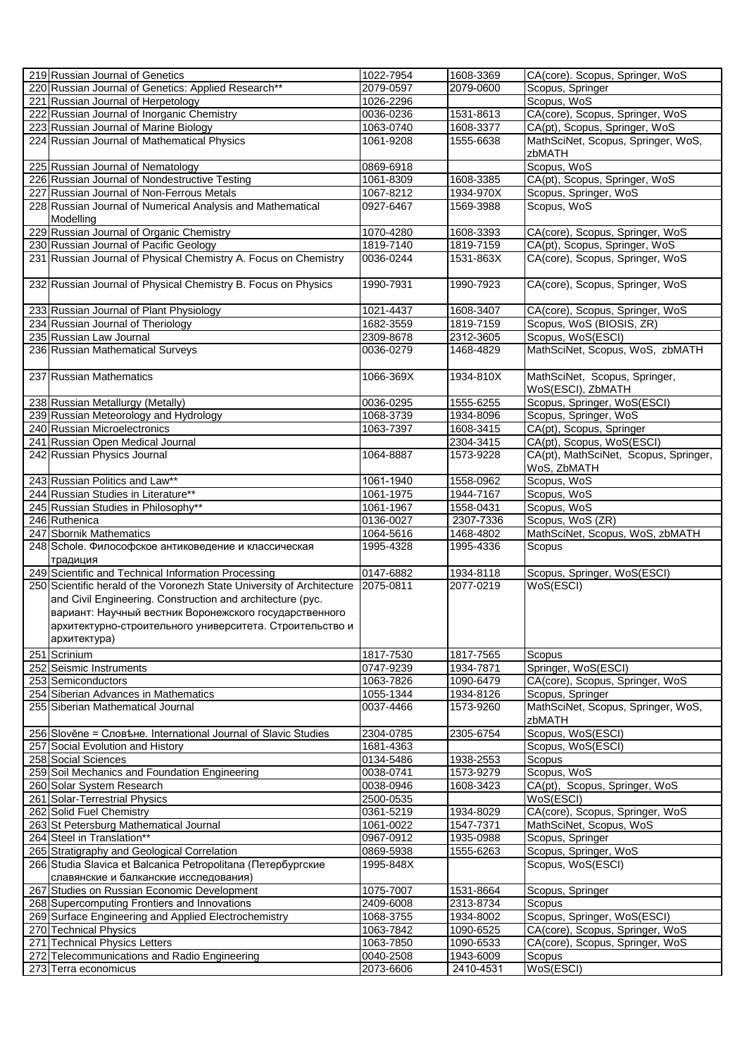| 219 | Russian Journal of Genetics | 1022-7954 | 1608-3369 | CA(core). Scopus, Springer, WoS |
|---|---|---|---|---|
| 220 | Russian Journal of Genetics: Applied Research** | 2079-0597 | 2079-0600 | Scopus, Springer |
| 221 | Russian Journal of Herpetology | 1026-2296 | | Scopus, WoS |
| 222 | Russian Journal of Inorganic Chemistry | 0036-0236 | 1531-8613 | CA(core), Scopus, Springer, WoS |
| 223 | Russian Journal of Marine Biology | 1063-0740 | 1608-3377 | CA(pt), Scopus, Springer, WoS |
| 224 | Russian Journal of Mathematical Physics | 1061-9208 | 1555-6638 | MathSciNet, Scopus, Springer, WoS, zbMATH |
| 225 | Russian Journal of Nematology | 0869-6918 | | Scopus, WoS |
| 226 | Russian Journal of Nondestructive Testing | 1061-8309 | 1608-3385 | CA(pt), Scopus, Springer, WoS |
| 227 | Russian Journal of Non-Ferrous Metals | 1067-8212 | 1934-970X | Scopus, Springer, WoS |
| 228 | Russian Journal of Numerical Analysis and Mathematical Modelling | 0927-6467 | 1569-3988 | Scopus, WoS |
| 229 | Russian Journal of Organic Chemistry | 1070-4280 | 1608-3393 | CA(core), Scopus, Springer, WoS |
| 230 | Russian Journal of Pacific Geology | 1819-7140 | 1819-7159 | CA(pt), Scopus, Springer, WoS |
| 231 | Russian Journal of Physical Chemistry A. Focus on Chemistry | 0036-0244 | 1531-863X | CA(core), Scopus, Springer, WoS |
| 232 | Russian Journal of Physical Chemistry B. Focus on Physics | 1990-7931 | 1990-7923 | CA(core), Scopus, Springer, WoS |
| 233 | Russian Journal of Plant Physiology | 1021-4437 | 1608-3407 | CA(core), Scopus, Springer, WoS |
| 234 | Russian Journal of Theriology | 1682-3559 | 1819-7159 | Scopus, WoS (BIOSIS, ZR) |
| 235 | Russian Law Journal | 2309-8678 | 2312-3605 | Scopus, WoS(ESCI) |
| 236 | Russian Mathematical Surveys | 0036-0279 | 1468-4829 | MathSciNet, Scopus, WoS, zbMATH |
| 237 | Russian Mathematics | 1066-369X | 1934-810X | MathSciNet, Scopus, Springer, WoS(ESCI), ZbMATH |
| 238 | Russian Metallurgy (Metally) | 0036-0295 | 1555-6255 | Scopus, Springer, WoS(ESCI) |
| 239 | Russian Meteorology and Hydrology | 1068-3739 | 1934-8096 | Scopus, Springer, WoS |
| 240 | Russian Microelectronics | 1063-7397 | 1608-3415 | CA(pt), Scopus, Springer |
| 241 | Russian Open Medical Journal | | 2304-3415 | CA(pt), Scopus, WoS(ESCI) |
| 242 | Russian Physics Journal | 1064-8887 | 1573-9228 | CA(pt), MathSciNet, Scopus, Springer, WoS, ZbMATH |
| 243 | Russian Politics and Law** | 1061-1940 | 1558-0962 | Scopus, WoS |
| 244 | Russian Studies in Literature** | 1061-1975 | 1944-7167 | Scopus, WoS |
| 245 | Russian Studies in Philosophy** | 1061-1967 | 1558-0431 | Scopus, WoS |
| 246 | Ruthenica | 0136-0027 | 2307-7336 | Scopus, WoS (ZR) |
| 247 | Sbornik Mathematics | 1064-5616 | 1468-4802 | MathSciNet, Scopus, WoS, zbMATH |
| 248 | Schole. Философское антиковедение и классическая традиция | 1995-4328 | 1995-4336 | Scopus |
| 249 | Scientific and Technical Information Processing | 0147-6882 | 1934-8118 | Scopus, Springer, WoS(ESCI) |
| 250 | Scientific herald of the Voronezh State University of Architecture and Civil Engineering. Construction and architecture (рус. вариант: Научный вестник Воронежского государственного архитектурно-строительного университета. Строительство и архитектура) | 2075-0811 | 2077-0219 | WoS(ESCI) |
| 251 | Scrinium | 1817-7530 | 1817-7565 | Scopus |
| 252 | Seismic Instruments | 0747-9239 | 1934-7871 | Springer, WoS(ESCI) |
| 253 | Semiconductors | 1063-7826 | 1090-6479 | CA(core), Scopus, Springer, WoS |
| 254 | Siberian Advances in Mathematics | 1055-1344 | 1934-8126 | Scopus, Springer |
| 255 | Siberian Mathematical Journal | 0037-4466 | 1573-9260 | MathSciNet, Scopus, Springer, WoS, zbMATH |
| 256 | Slověne = Словѣне. International Journal of Slavic Studies | 2304-0785 | 2305-6754 | Scopus, WoS(ESCI) |
| 257 | Social Evolution and History | 1681-4363 | | Scopus, WoS(ESCI) |
| 258 | Social Sciences | 0134-5486 | 1938-2553 | Scopus |
| 259 | Soil Mechanics and Foundation Engineering | 0038-0741 | 1573-9279 | Scopus, WoS |
| 260 | Solar System Research | 0038-0946 | 1608-3423 | CA(pt), Scopus, Springer, WoS |
| 261 | Solar-Terrestrial Physics | 2500-0535 | | WoS(ESCI) |
| 262 | Solid Fuel Chemistry | 0361-5219 | 1934-8029 | CA(core), Scopus, Springer, WoS |
| 263 | St Petersburg Mathematical Journal | 1061-0022 | 1547-7371 | MathSciNet, Scopus, WoS |
| 264 | Steel in Translation** | 0967-0912 | 1935-0988 | Scopus, Springer |
| 265 | Stratigraphy and Geological Correlation | 0869-5938 | 1555-6263 | Scopus, Springer, WoS |
| 266 | Studia Slavica et Balcanica Petropolitana (Петербургские славянские и балканские исследования) | 1995-848X | | Scopus, WoS(ESCI) |
| 267 | Studies on Russian Economic Development | 1075-7007 | 1531-8664 | Scopus, Springer |
| 268 | Supercomputing Frontiers and Innovations | 2409-6008 | 2313-8734 | Scopus |
| 269 | Surface Engineering and Applied Electrochemistry | 1068-3755 | 1934-8002 | Scopus, Springer, WoS(ESCI) |
| 270 | Technical Physics | 1063-7842 | 1090-6525 | CA(core), Scopus, Springer, WoS |
| 271 | Technical Physics Letters | 1063-7850 | 1090-6533 | CA(core), Scopus, Springer, WoS |
| 272 | Telecommunications and Radio Engineering | 0040-2508 | 1943-6009 | Scopus |
| 273 | Terra economicus | 2073-6606 | 2410-4531 | WoS(ESCI) |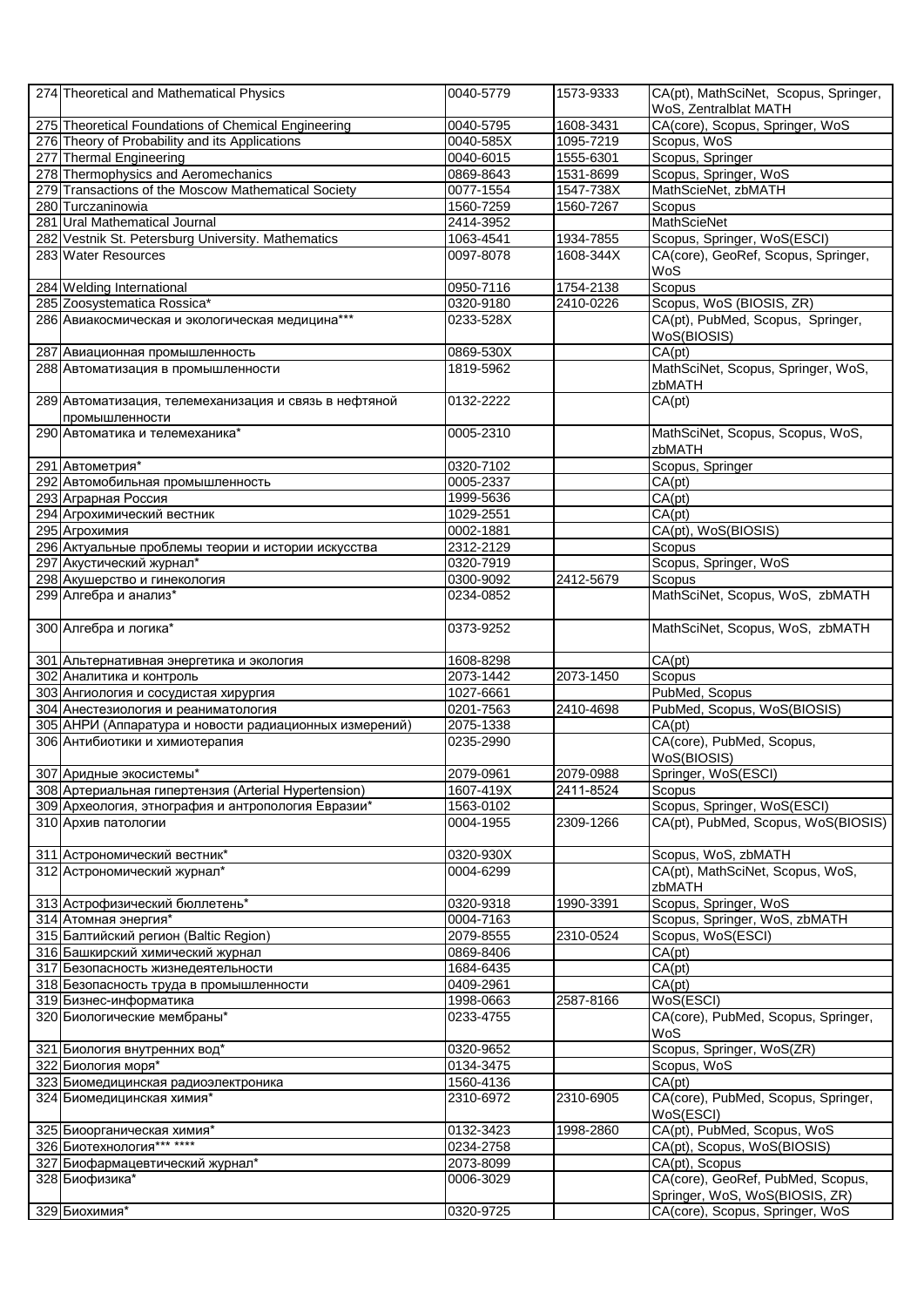| | | | | |
|---|---|---|---|---|
| 274 | Theoretical and Mathematical Physics | 0040-5779 | 1573-9333 | CA(pt), MathSciNet, Scopus, Springer, WoS, Zentralblat MATH |
| 275 | Theoretical Foundations of Chemical Engineering | 0040-5795 | 1608-3431 | CA(core), Scopus, Springer, WoS |
| 276 | Theory of Probability and its Applications | 0040-585X | 1095-7219 | Scopus, WoS |
| 277 | Thermal Engineering | 0040-6015 | 1555-6301 | Scopus, Springer |
| 278 | Thermophysics and Aeromechanics | 0869-8643 | 1531-8699 | Scopus, Springer, WoS |
| 279 | Transactions of the Moscow Mathematical Society | 0077-1554 | 1547-738X | MathScieNet, zbMATH |
| 280 | Turczaninowia | 1560-7259 | 1560-7267 | Scopus |
| 281 | Ural Mathematical Journal | 2414-3952 | | MathScieNet |
| 282 | Vestnik St. Petersburg University. Mathematics | 1063-4541 | 1934-7855 | Scopus, Springer, WoS(ESCI) |
| 283 | Water Resources | 0097-8078 | 1608-344X | CA(core), GeoRef, Scopus, Springer, WoS |
| 284 | Welding International | 0950-7116 | 1754-2138 | Scopus |
| 285 | Zoosystematica Rossica* | 0320-9180 | 2410-0226 | Scopus, WoS (BIOSIS, ZR) |
| 286 | Авиакосмическая и экологическая медицина*** | 0233-528X | | CA(pt), PubMed, Scopus, Springer, WoS(BIOSIS) |
| 287 | Авиационная промышленность | 0869-530X | | CA(pt) |
| 288 | Автоматизация в промышленности | 1819-5962 | | MathSciNet, Scopus, Springer, WoS, zbMATH |
| 289 | Автоматизация, телемеханизация и связь в нефтяной промышленности | 0132-2222 | | CA(pt) |
| 290 | Автоматика и телемеханика* | 0005-2310 | | MathSciNet, Scopus, Scopus, WoS, zbMATH |
| 291 | Автометрия* | 0320-7102 | | Scopus, Springer |
| 292 | Автомобильная промышленность | 0005-2337 | | CA(pt) |
| 293 | Аграрная Россия | 1999-5636 | | CA(pt) |
| 294 | Агрохимический вестник | 1029-2551 | | CA(pt) |
| 295 | Агрохимия | 0002-1881 | | CA(pt), WoS(BIOSIS) |
| 296 | Актуальные проблемы теории и истории искусства | 2312-2129 | | Scopus |
| 297 | Акустический журнал* | 0320-7919 | | Scopus, Springer, WoS |
| 298 | Акушерство и гинекология | 0300-9092 | 2412-5679 | Scopus |
| 299 | Алгебра и анализ* | 0234-0852 | | MathSciNet, Scopus, WoS, zbMATH |
| 300 | Алгебра и логика* | 0373-9252 | | MathSciNet, Scopus, WoS, zbMATH |
| 301 | Альтернативная энергетика и экология | 1608-8298 | | CA(pt) |
| 302 | Аналитика и контроль | 2073-1442 | 2073-1450 | Scopus |
| 303 | Ангиология и сосудистая хирургия | 1027-6661 | | PubMed, Scopus |
| 304 | Анестезиология и реаниматология | 0201-7563 | 2410-4698 | PubMed, Scopus, WoS(BIOSIS) |
| 305 | АНРИ (Аппаратура и новости радиационных измерений) | 2075-1338 | | CA(pt) |
| 306 | Антибиотики и химиотерапия | 0235-2990 | | CA(core), PubMed, Scopus, WoS(BIOSIS) |
| 307 | Аридные экосистемы* | 2079-0961 | 2079-0988 | Springer, WoS(ESCI) |
| 308 | Артериальная гипертензия (Arterial Hypertension) | 1607-419X | 2411-8524 | Scopus |
| 309 | Археология, этнография и антропология Евразии* | 1563-0102 | | Scopus, Springer, WoS(ESCI) |
| 310 | Архив патологии | 0004-1955 | 2309-1266 | CA(pt), PubMed, Scopus, WoS(BIOSIS) |
| 311 | Астрономический вестник* | 0320-930X | | Scopus, WoS, zbMATH |
| 312 | Астрономический журнал* | 0004-6299 | | CA(pt), MathSciNet, Scopus, WoS, zbMATH |
| 313 | Астрофизический бюллетень* | 0320-9318 | 1990-3391 | Scopus, Springer, WoS |
| 314 | Атомная энергия* | 0004-7163 | | Scopus, Springer, WoS, zbMATH |
| 315 | Балтийский регион (Baltic Region) | 2079-8555 | 2310-0524 | Scopus, WoS(ESCI) |
| 316 | Башкирский химический журнал | 0869-8406 | | CA(pt) |
| 317 | Безопасность жизнедеятельности | 1684-6435 | | CA(pt) |
| 318 | Безопасность труда в промышленности | 0409-2961 | | CA(pt) |
| 319 | Бизнес-информатика | 1998-0663 | 2587-8166 | WoS(ESCI) |
| 320 | Биологические мембраны* | 0233-4755 | | CA(core), PubMed, Scopus, Springer, WoS |
| 321 | Биология внутренних вод* | 0320-9652 | | Scopus, Springer, WoS(ZR) |
| 322 | Биология моря* | 0134-3475 | | Scopus, WoS |
| 323 | Биомедицинская радиоэлектроника | 1560-4136 | | CA(pt) |
| 324 | Биомедицинская химия* | 2310-6972 | 2310-6905 | CA(core), PubMed, Scopus, Springer, WoS(ESCI) |
| 325 | Биоорганическая химия* | 0132-3423 | 1998-2860 | CA(pt), PubMed, Scopus, WoS |
| 326 | Биотехнология*** **** | 0234-2758 | | CA(pt), Scopus, WoS(BIOSIS) |
| 327 | Биофармацевтический журнал* | 2073-8099 | | CA(pt), Scopus |
| 328 | Биофизика* | 0006-3029 | | CA(core), GeoRef, PubMed, Scopus, Springer, WoS, WoS(BIOSIS, ZR) |
| 329 | Биохимия* | 0320-9725 | | CA(core), Scopus, Springer, WoS |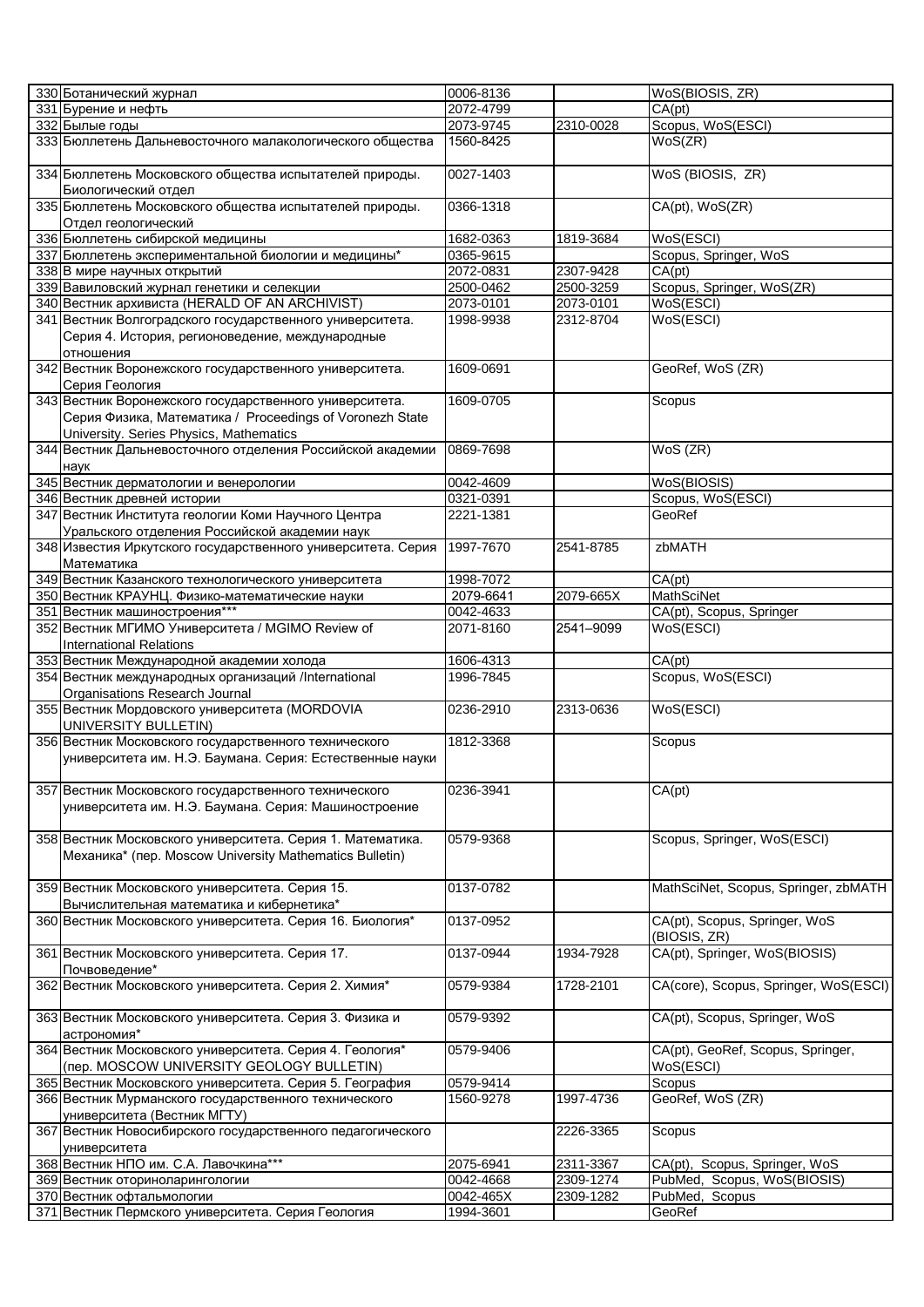| 330 | Ботанический журнал | 0006-8136 | | WoS(BIOSIS, ZR) |
|---|---|---|---|---|
| 331 | Бурение и нефть | 2072-4799 | | CA(pt) |
| 332 | Былые годы | 2073-9745 | 2310-0028 | Scopus, WoS(ESCI) |
| 333 | Бюллетень Дальневосточного малакологического общества | 1560-8425 | | WoS(ZR) |
| 334 | Бюллетень Московского общества испытателей природы. Биологический отдел | 0027-1403 | | WoS (BIOSIS, ZR) |
| 335 | Бюллетень Московского общества испытателей природы. Отдел геологический | 0366-1318 | | CA(pt), WoS(ZR) |
| 336 | Бюллетень сибирской медицины | 1682-0363 | 1819-3684 | WoS(ESCI) |
| 337 | Бюллетень экспериментальной биологии и медицины* | 0365-9615 | | Scopus, Springer, WoS |
| 338 | В мире научных открытий | 2072-0831 | 2307-9428 | CA(pt) |
| 339 | Вавиловский журнал генетики и селекции | 2500-0462 | 2500-3259 | Scopus, Springer, WoS(ZR) |
| 340 | Вестник архивиста (HERALD OF AN ARCHIVIST) | 2073-0101 | 2073-0101 | WoS(ESCI) |
| 341 | Вестник Волгоградского государственного университета. Серия 4. История, регионоведение, международные отношения | 1998-9938 | 2312-8704 | WoS(ESCI) |
| 342 | Вестник Воронежского государственного университета. Серия Геология | 1609-0691 | | GeoRef, WoS (ZR) |
| 343 | Вестник Воронежского государственного университета. Серия Физика, Математика / Proceedings of Voronezh State University. Series Physics, Mathematics | 1609-0705 | | Scopus |
| 344 | Вестник Дальневосточного отделения Российской академии наук | 0869-7698 | | WoS (ZR) |
| 345 | Вестник дерматологии и венерологии | 0042-4609 | | WoS(BIOSIS) |
| 346 | Вестник древней истории | 0321-0391 | | Scopus, WoS(ESCI) |
| 347 | Вестник Института геологии Коми Научного Центра Уральского отделения Российской академии наук | 2221-1381 | | GeoRef |
| 348 | Известия Иркутского государственного университета. Серия Математика | 1997-7670 | 2541-8785 | zbMATH |
| 349 | Вестник Казанского технологического университета | 1998-7072 | | CA(pt) |
| 350 | Вестник КРАУНЦ. Физико-математические науки | 2079-6641 | 2079-665X | MathSciNet |
| 351 | Вестник машиностроения*** | 0042-4633 | | CA(pt), Scopus, Springer |
| 352 | Вестник МГИМО Университета / MGIMO Review of International Relations | 2071-8160 | 2541–9099 | WoS(ESCI) |
| 353 | Вестник Международной академии холода | 1606-4313 | | CA(pt) |
| 354 | Вестник международных организаций /International Organisations Research Journal | 1996-7845 | | Scopus, WoS(ESCI) |
| 355 | Вестник Мордовского университета (MORDOVIA UNIVERSITY BULLETIN) | 0236-2910 | 2313-0636 | WoS(ESCI) |
| 356 | Вестник Московского государственного технического университета им. Н.Э. Баумана. Серия: Естественные науки | 1812-3368 | | Scopus |
| 357 | Вестник Московского государственного технического университета им. Н.Э. Баумана. Серия: Машиностроение | 0236-3941 | | CA(pt) |
| 358 | Вестник Московского университета. Серия 1. Математика. Механика* (пер. Moscow University Mathematics Bulletin) | 0579-9368 | | Scopus, Springer, WoS(ESCI) |
| 359 | Вестник Московского университета. Серия 15. Вычислительная математика и кибернетика* | 0137-0782 | | MathSciNet, Scopus, Springer, zbMATH |
| 360 | Вестник Московского университета. Серия 16. Биология* | 0137-0952 | | CA(pt), Scopus, Springer, WoS (BIOSIS, ZR) |
| 361 | Вестник Московского университета. Серия 17. Почвоведение* | 0137-0944 | 1934-7928 | CA(pt), Springer, WoS(BIOSIS) |
| 362 | Вестник Московского университета. Серия 2. Химия* | 0579-9384 | 1728-2101 | CA(core), Scopus, Springer, WoS(ESCI) |
| 363 | Вестник Московского университета. Серия 3. Физика и астрономия* | 0579-9392 | | CA(pt), Scopus, Springer, WoS |
| 364 | Вестник Московского университета. Серия 4. Геология* (пер. MOSCOW UNIVERSITY GEOLOGY BULLETIN) | 0579-9406 | | CA(pt), GeoRef, Scopus, Springer, WoS(ESCI) |
| 365 | Вестник Московского университета. Серия 5. География | 0579-9414 | | Scopus |
| 366 | Вестник Мурманского государственного технического университета (Вестник МГТУ) | 1560-9278 | 1997-4736 | GeoRef, WoS (ZR) |
| 367 | Вестник Новосибирского государственного педагогического университета | | 2226-3365 | Scopus |
| 368 | Вестник НПО им. С.А. Лавочкина*** | 2075-6941 | 2311-3367 | CA(pt), Scopus, Springer, WoS |
| 369 | Вестник оториноларингологии | 0042-4668 | 2309-1274 | PubMed, Scopus, WoS(BIOSIS) |
| 370 | Вестник офтальмологии | 0042-465X | 2309-1282 | PubMed, Scopus |
| 371 | Вестник Пермского университета. Серия Геология | 1994-3601 | | GeoRef |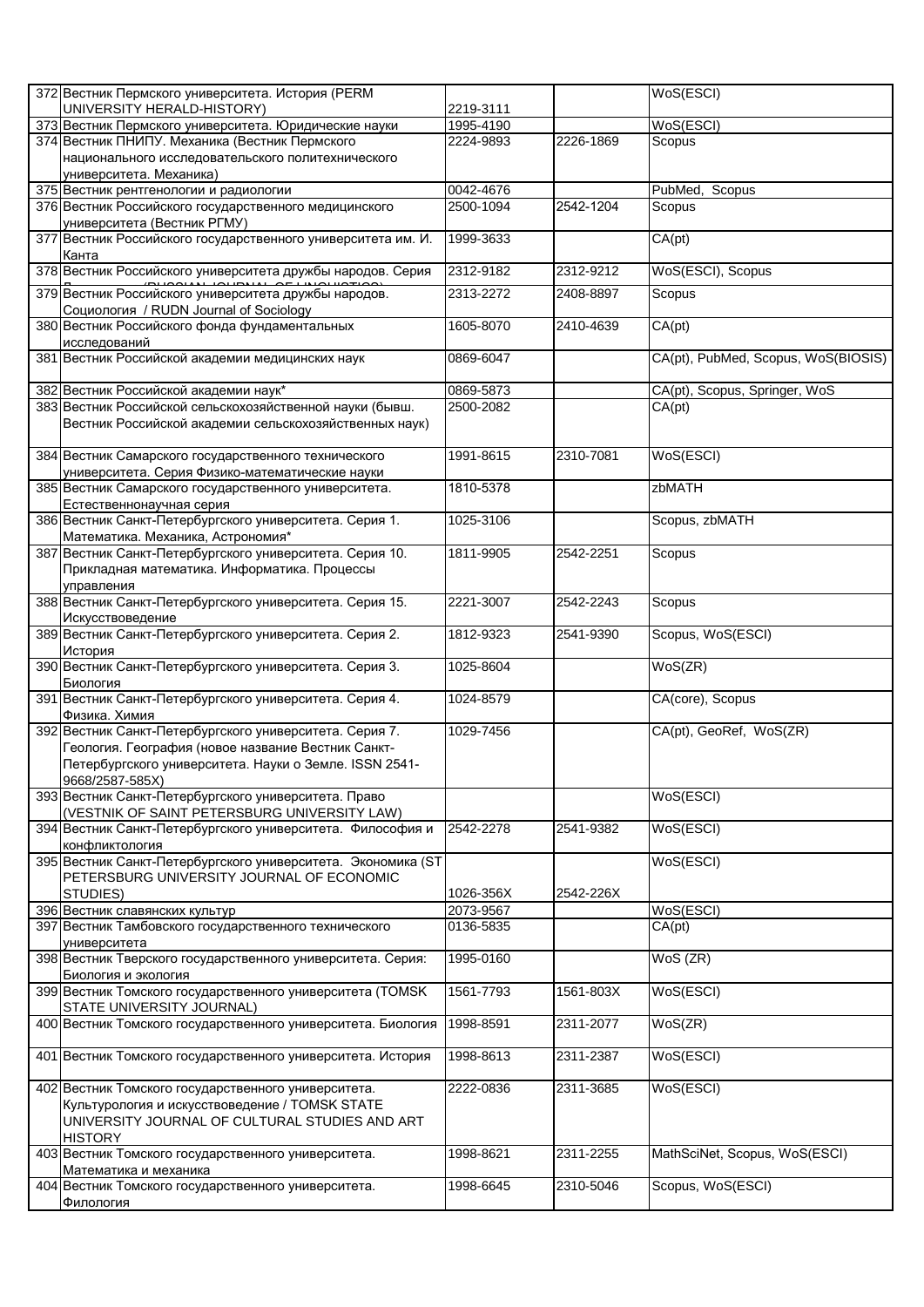| | | | | |
|---|---|---|---|---|
| 372 | Вестник Пермского университета. История (PERM UNIVERSITY HERALD-HISTORY) | 2219-3111 | | WoS(ESCI) |
| 373 | Вестник Пермского университета. Юридические науки | 1995-4190 | | WoS(ESCI) |
| 374 | Вестник ПНИПУ. Механика (Вестник Пермского национального исследовательского политехнического университета. Механика) | 2224-9893 | 2226-1869 | Scopus |
| 375 | Вестник рентгенологии и радиологии | 0042-4676 | | PubMed, Scopus |
| 376 | Вестник Российского государственного медицинского университета (Вестник РГМУ) | 2500-1094 | 2542-1204 | Scopus |
| 377 | Вестник Российского государственного университета им. И. Канта | 1999-3633 | | CA(pt) |
| 378 | Вестник Российского университета дружбы народов. Серия Лингвистика (RUSSIAN JOURNAL OF LINGUISTICS) | 2312-9182 | 2312-9212 | WoS(ESCI), Scopus |
| 379 | Вестник Российского университета дружбы народов. Социология / RUDN Journal of Sociology | 2313-2272 | 2408-8897 | Scopus |
| 380 | Вестник Российского фонда фундаментальных исследований | 1605-8070 | 2410-4639 | CA(pt) |
| 381 | Вестник Российской академии медицинских наук | 0869-6047 | | CA(pt), PubMed, Scopus, WoS(BIOSIS) |
| 382 | Вестник Российской академии наук* | 0869-5873 | | CA(pt), Scopus, Springer, WoS |
| 383 | Вестник Российской сельскохозяйственной науки (бывш. Вестник Российской академии сельскохозяйственных наук) | 2500-2082 | | CA(pt) |
| 384 | Вестник Самарского государственного технического университета. Серия Физико-математические науки | 1991-8615 | 2310-7081 | WoS(ESCI) |
| 385 | Вестник Самарского государственного университета. Естественнонаучная серия | 1810-5378 | | zbMATH |
| 386 | Вестник Санкт-Петербургского университета. Серия 1. Математика. Механика, Астрономия* | 1025-3106 | | Scopus, zbMATH |
| 387 | Вестник Санкт-Петербургского университета. Серия 10. Прикладная математика. Информатика. Процессы управления | 1811-9905 | 2542-2251 | Scopus |
| 388 | Вестник Санкт-Петербургского университета. Серия 15. Искусствоведение | 2221-3007 | 2542-2243 | Scopus |
| 389 | Вестник Санкт-Петербургского университета. Серия 2. История | 1812-9323 | 2541-9390 | Scopus, WoS(ESCI) |
| 390 | Вестник Санкт-Петербургского университета. Серия 3. Биология | 1025-8604 | | WoS(ZR) |
| 391 | Вестник Санкт-Петербургского университета. Серия 4. Физика. Химия | 1024-8579 | | CA(core), Scopus |
| 392 | Вестник Санкт-Петербургского университета. Серия 7. Геология. География (новое название Вестник Санкт-Петербургского университета. Науки о Земле. ISSN 2541-9668/2587-585X) | 1029-7456 | | CA(pt), GeoRef, WoS(ZR) |
| 393 | Вестник Санкт-Петербургского университета. Право (VESTNIK OF SAINT PETERSBURG UNIVERSITY LAW) | | | WoS(ESCI) |
| 394 | Вестник Санкт-Петербургского университета. Философия и конфликтология | 2542-2278 | 2541-9382 | WoS(ESCI) |
| 395 | Вестник Санкт-Петербургского университета. Экономика (ST PETERSBURG UNIVERSITY JOURNAL OF ECONOMIC STUDIES) | 1026-356X | 2542-226X | WoS(ESCI) |
| 396 | Вестник славянских культур | 2073-9567 | | WoS(ESCI) |
| 397 | Вестник Тамбовского государственного технического университета | 0136-5835 | | CA(pt) |
| 398 | Вестник Тверского государственного университета. Серия: Биология и экология | 1995-0160 | | WoS (ZR) |
| 399 | Вестник Томского государственного университета (TOMSK STATE UNIVERSITY JOURNAL) | 1561-7793 | 1561-803X | WoS(ESCI) |
| 400 | Вестник Томского государственного университета. Биология | 1998-8591 | 2311-2077 | WoS(ZR) |
| 401 | Вестник Томского государственного университета. История | 1998-8613 | 2311-2387 | WoS(ESCI) |
| 402 | Вестник Томского государственного университета. Культурология и искусствоведение / TOMSK STATE UNIVERSITY JOURNAL OF CULTURAL STUDIES AND ART HISTORY | 2222-0836 | 2311-3685 | WoS(ESCI) |
| 403 | Вестник Томского государственного университета. Математика и механика | 1998-8621 | 2311-2255 | MathSciNet, Scopus, WoS(ESCI) |
| 404 | Вестник Томского государственного университета. Филология | 1998-6645 | 2310-5046 | Scopus, WoS(ESCI) |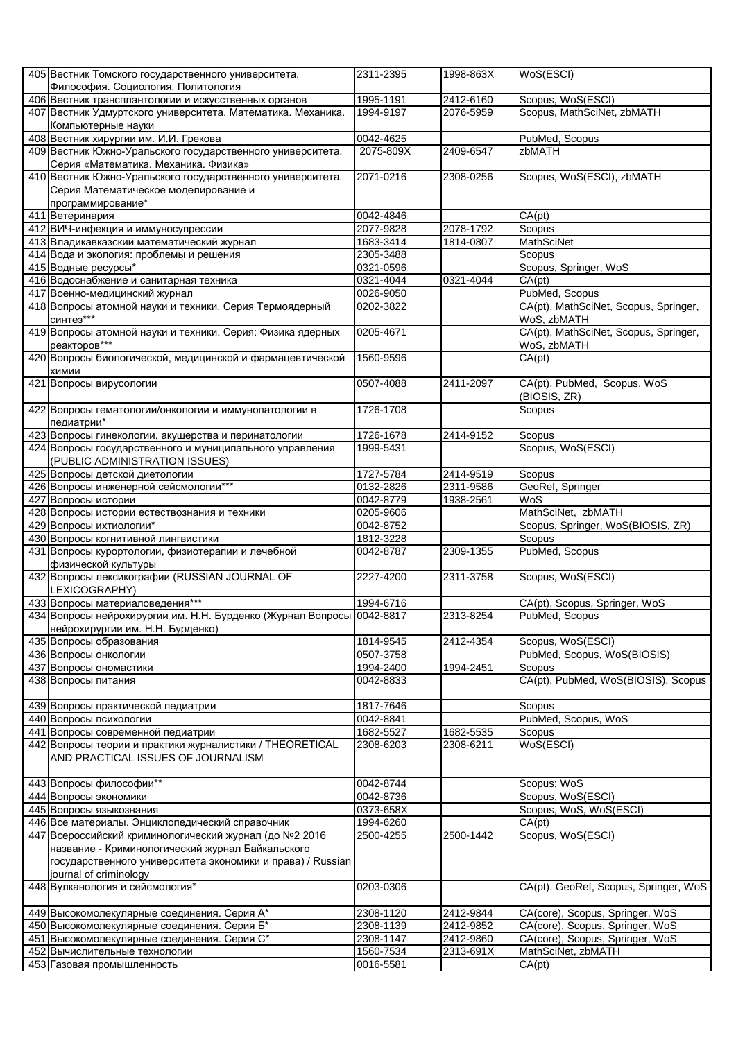| | | | | |
|---|---|---|---|---|
| 405 | Вестник Томского государственного университета. Философия. Социология. Политология | 2311-2395 | 1998-863X | WoS(ESCI) |
| 406 | Вестник трансплантологии и искусственных органов | 1995-1191 | 2412-6160 | Scopus, WoS(ESCI) |
| 407 | Вестник Удмуртского университета. Математика. Механика. Компьютерные науки | 1994-9197 | 2076-5959 | Scopus, MathSciNet, zbMATH |
| 408 | Вестник хирургии им. И.И. Грекова | 0042-4625 | | PubMed, Scopus |
| 409 | Вестник Южно-Уральского государственного университета. Серия «Математика. Механика. Физика» | 2075-809X | 2409-6547 | zbMATH |
| 410 | Вестник Южно-Уральского государственного университета. Серия Математическое моделирование и программирование* | 2071-0216 | 2308-0256 | Scopus, WoS(ESCI), zbMATH |
| 411 | Ветеринария | 0042-4846 | | CA(pt) |
| 412 | ВИЧ-инфекция и иммуносупрессии | 2077-9828 | 2078-1792 | Scopus |
| 413 | Владикавказский математический журнал | 1683-3414 | 1814-0807 | MathSciNet |
| 414 | Вода и экология: проблемы и решения | 2305-3488 | | Scopus |
| 415 | Водные ресурсы* | 0321-0596 | | Scopus, Springer, WoS |
| 416 | Водоснабжение и санитарная техника | 0321-4044 | 0321-4044 | CA(pt) |
| 417 | Военно-медицинский журнал | 0026-9050 | | PubMed, Scopus |
| 418 | Вопросы атомной науки и техники. Серия Термоядерный синтез*** | 0202-3822 | | CA(pt), MathSciNet, Scopus, Springer, WoS, zbMATH |
| 419 | Вопросы атомной науки и техники. Серия: Физика ядерных реакторов*** | 0205-4671 | | CA(pt), MathSciNet, Scopus, Springer, WoS, zbMATH |
| 420 | Вопросы биологической, медицинской и фармацевтической химии | 1560-9596 | | CA(pt) |
| 421 | Вопросы вирусологии | 0507-4088 | 2411-2097 | CA(pt), PubMed, Scopus, WoS (BIOSIS, ZR) |
| 422 | Вопросы гематологии/онкологии и иммунопатологии в педиатрии* | 1726-1708 | | Scopus |
| 423 | Вопросы гинекологии, акушерства и перинатологии | 1726-1678 | 2414-9152 | Scopus |
| 424 | Вопросы государственного и муниципального управления (PUBLIC ADMINISTRATION ISSUES) | 1999-5431 | | Scopus, WoS(ESCI) |
| 425 | Вопросы детской диетологии | 1727-5784 | 2414-9519 | Scopus |
| 426 | Вопросы инженерной сейсмологии*** | 0132-2826 | 2311-9586 | GeoRef, Springer |
| 427 | Вопросы истории | 0042-8779 | 1938-2561 | WoS |
| 428 | Вопросы истории естествознания и техники | 0205-9606 | | MathSciNet, zbMATH |
| 429 | Вопросы ихтиологии* | 0042-8752 | | Scopus, Springer, WoS(BIOSIS, ZR) |
| 430 | Вопросы когнитивной лингвистики | 1812-3228 | | Scopus |
| 431 | Вопросы курортологии, физиотерапии и лечебной физической культуры | 0042-8787 | 2309-1355 | PubMed, Scopus |
| 432 | Вопросы лексикографии (RUSSIAN JOURNAL OF LEXICOGRAPHY) | 2227-4200 | 2311-3758 | Scopus, WoS(ESCI) |
| 433 | Вопросы материаловедения*** | 1994-6716 | | CA(pt), Scopus, Springer, WoS |
| 434 | Вопросы нейрохирургии им. Н.Н. Бурденко (Журнал Вопросы нейрохирургии им. Н.Н. Бурденко) | 0042-8817 | 2313-8254 | PubMed, Scopus |
| 435 | Вопросы образования | 1814-9545 | 2412-4354 | Scopus, WoS(ESCI) |
| 436 | Вопросы онкологии | 0507-3758 | | PubMed, Scopus, WoS(BIOSIS) |
| 437 | Вопросы ономастики | 1994-2400 | 1994-2451 | Scopus |
| 438 | Вопросы питания | 0042-8833 | | CA(pt), PubMed, WoS(BIOSIS), Scopus |
| 439 | Вопросы практической педиатрии | 1817-7646 | | Scopus |
| 440 | Вопросы психологии | 0042-8841 | | PubMed, Scopus, WoS |
| 441 | Вопросы современной педиатрии | 1682-5527 | 1682-5535 | Scopus |
| 442 | Вопросы теории и практики журналистики / THEORETICAL AND PRACTICAL ISSUES OF JOURNALISM | 2308-6203 | 2308-6211 | WoS(ESCI) |
| 443 | Вопросы философии** | 0042-8744 | | Scopus; WoS |
| 444 | Вопросы экономики | 0042-8736 | | Scopus, WoS(ESCI) |
| 445 | Вопросы языкознания | 0373-658X | | Scopus, WoS, WoS(ESCI) |
| 446 | Все материалы. Энциклопедический справочник | 1994-6260 | | CA(pt) |
| 447 | Всероссийский криминологический журнал (до №2 2016 название - Криминологический журнал Байкальского государственного университета экономики и права) / Russian journal of criminology | 2500-4255 | 2500-1442 | Scopus, WoS(ESCI) |
| 448 | Вулканология и сейсмология* | 0203-0306 | | CA(pt), GeoRef, Scopus, Springer, WoS |
| 449 | Высокомолекулярные соединения. Серия А* | 2308-1120 | 2412-9844 | CA(core), Scopus, Springer, WoS |
| 450 | Высокомолекулярные соединения. Серия Б* | 2308-1139 | 2412-9852 | CA(core), Scopus, Springer, WoS |
| 451 | Высокомолекулярные соединения. Серия С* | 2308-1147 | 2412-9860 | CA(core), Scopus, Springer, WoS |
| 452 | Вычислительные технологии | 1560-7534 | 2313-691X | MathSciNet, zbMATH |
| 453 | Газовая промышленность | 0016-5581 | | CA(pt) |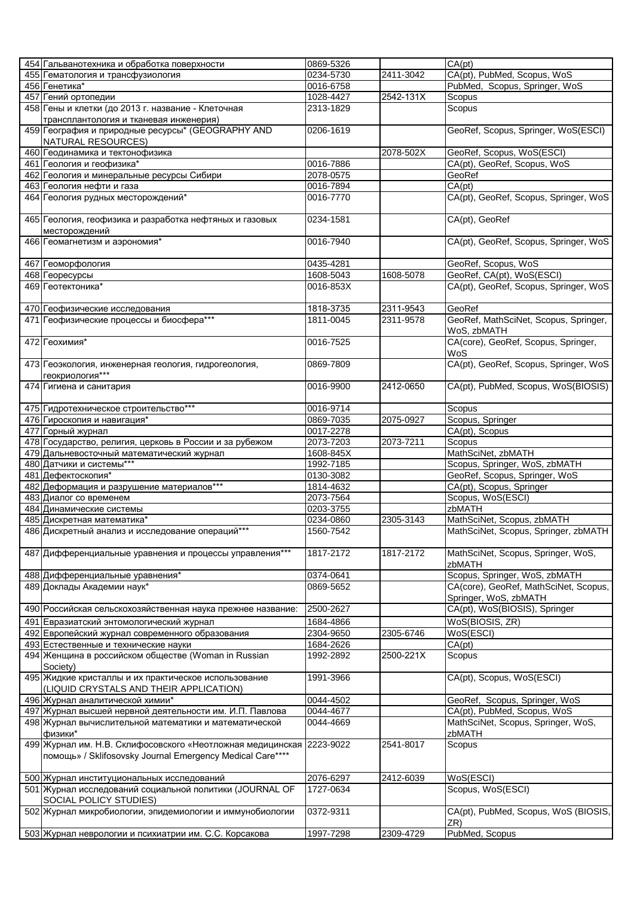| | | | | |
|---|---|---|---|---|
| 454 | Гальванотехника и обработка поверхности | 0869-5326 | | CA(pt) |
| 455 | Гематология и трансфузиология | 0234-5730 | 2411-3042 | CA(pt), PubMed, Scopus, WoS |
| 456 | Генетика* | 0016-6758 | | PubMed, Scopus, Springer, WoS |
| 457 | Гений ортопедии | 1028-4427 | 2542-131X | Scopus |
| 458 | Гены и клетки (до 2013 г. название - Клеточная трансплантология и тканевая инженерия) | 2313-1829 | | Scopus |
| 459 | География и природные ресурсы* (GEOGRAPHY AND NATURAL RESOURCES) | 0206-1619 | | GeoRef, Scopus, Springer, WoS(ESCI) |
| 460 | Геодинамика и тектонофизика | | 2078-502X | GeoRef, Scopus, WoS(ESCI) |
| 461 | Геология и геофизика* | 0016-7886 | | CA(pt), GeoRef, Scopus, WoS |
| 462 | Геология и минеральные ресурсы Сибири | 2078-0575 | | GeoRef |
| 463 | Геология нефти и газа | 0016-7894 | | CA(pt) |
| 464 | Геология рудных месторождений* | 0016-7770 | | CA(pt), GeoRef, Scopus, Springer, WoS |
| 465 | Геология, геофизика и разработка нефтяных и газовых месторождений | 0234-1581 | | CA(pt), GeoRef |
| 466 | Геомагнетизм и аэрономия* | 0016-7940 | | CA(pt), GeoRef, Scopus, Springer, WoS |
| 467 | Геоморфология | 0435-4281 | | GeoRef, Scopus, WoS |
| 468 | Георесурсы | 1608-5043 | 1608-5078 | GeoRef, CA(pt), WoS(ESCI) |
| 469 | Геотектоника* | 0016-853X | | CA(pt), GeoRef, Scopus, Springer, WoS |
| 470 | Геофизические исследования | 1818-3735 | 2311-9543 | GeoRef |
| 471 | Геофизические процессы и биосфера*** | 1811-0045 | 2311-9578 | GeoRef, MathSciNet, Scopus, Springer, WoS, zbMATH |
| 472 | Геохимия* | 0016-7525 | | CA(core), GeoRef, Scopus, Springer, WoS |
| 473 | Геоэкология, инженерная геология, гидрогеология, геокриология*** | 0869-7809 | | CA(pt), GeoRef, Scopus, Springer, WoS |
| 474 | Гигиена и санитария | 0016-9900 | 2412-0650 | CA(pt), PubMed, Scopus, WoS(BIOSIS) |
| 475 | Гидротехническое строительство*** | 0016-9714 | | Scopus |
| 476 | Гироскопия и навигация* | 0869-7035 | 2075-0927 | Scopus, Springer |
| 477 | Горный журнал | 0017-2278 | | CA(pt), Scopus |
| 478 | Государство, религия, церковь в России и за рубежом | 2073-7203 | 2073-7211 | Scopus |
| 479 | Дальневосточный математический журнал | 1608-845X | | MathSciNet, zbMATH |
| 480 | Датчики и системы*** | 1992-7185 | | Scopus, Springer, WoS, zbMATH |
| 481 | Дефектоскопия* | 0130-3082 | | GeoRef, Scopus, Springer, WoS |
| 482 | Деформация и разрушение материалов*** | 1814-4632 | | CA(pt), Scopus, Springer |
| 483 | Диалог со временем | 2073-7564 | | Scopus, WoS(ESCI) |
| 484 | Динамические системы | 0203-3755 | | zbMATH |
| 485 | Дискретная математика* | 0234-0860 | 2305-3143 | MathSciNet, Scopus, zbMATH |
| 486 | Дискретный анализ и исследование операций*** | 1560-7542 | | MathSciNet, Scopus, Springer, zbMATH |
| 487 | Дифференциальные уравнения и процессы управления*** | 1817-2172 | 1817-2172 | MathSciNet, Scopus, Springer, WoS, zbMATH |
| 488 | Дифференциальные уравнения* | 0374-0641 | | Scopus, Springer, WoS, zbMATH |
| 489 | Доклады Академии наук* | 0869-5652 | | CA(core), GeoRef, MathSciNet, Scopus, Springer, WoS, zbMATH |
| 490 | Российская сельскохозяйственная наука прежнее название: | 2500-2627 | | CA(pt), WoS(BIOSIS), Springer |
| 491 | Евразиатский энтомологический журнал | 1684-4866 | | WoS(BIOSIS, ZR) |
| 492 | Европейский журнал современного образования | 2304-9650 | 2305-6746 | WoS(ESCI) |
| 493 | Естественные и технические науки | 1684-2626 | | CA(pt) |
| 494 | Женщина в российском обществе (Woman in Russian Society) | 1992-2892 | 2500-221X | Scopus |
| 495 | Жидкие кристаллы и их практическое использование (LIQUID CRYSTALS AND THEIR APPLICATION) | 1991-3966 | | CA(pt), Scopus, WoS(ESCI) |
| 496 | Журнал аналитической химии* | 0044-4502 | | GeoRef, Scopus, Springer, WoS |
| 497 | Журнал высшей нервной деятельности им. И.П. Павлова | 0044-4677 | | CA(pt), PubMed, Scopus, WoS |
| 498 | Журнал вычислительной математики и математической физики* | 0044-4669 | | MathSciNet, Scopus, Springer, WoS, zbMATH |
| 499 | Журнал им. Н.В. Склифосовского «Неотложная медицинская помощь» / Sklifosovsky Journal Emergency Medical Care**** | 2223-9022 | 2541-8017 | Scopus |
| 500 | Журнал институциональных исследований | 2076-6297 | 2412-6039 | WoS(ESCI) |
| 501 | Журнал исследований социальной политики (JOURNAL OF SOCIAL POLICY STUDIES) | 1727-0634 | | Scopus, WoS(ESCI) |
| 502 | Журнал микробиологии, эпидемиологии и иммунобиологии | 0372-9311 | | CA(pt), PubMed, Scopus, WoS (BIOSIS, ZR) |
| 503 | Журнал неврологии и психиатрии им. С.С. Корсакова | 1997-7298 | 2309-4729 | PubMed, Scopus |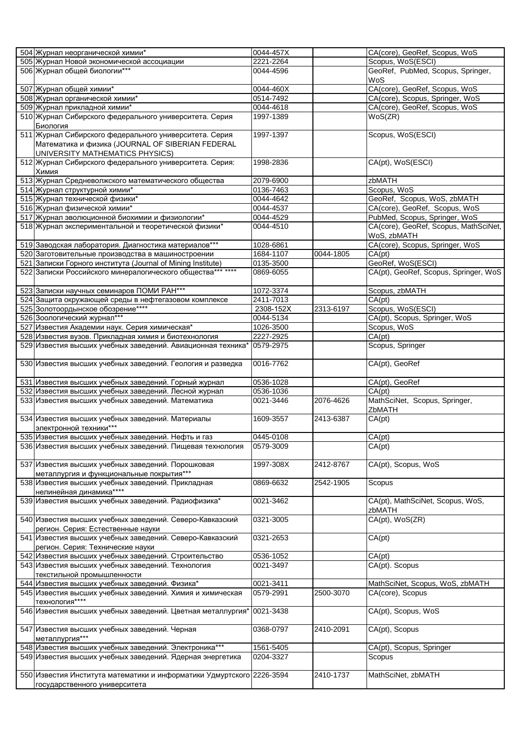| | | | | |
|---|---|---|---|---|
| 504 | Журнал неорганической химии* | 0044-457X | | CA(core), GeoRef, Scopus, WoS |
| 505 | Журнал Новой экономической ассоциации | 2221-2264 | | Scopus, WoS(ESCI) |
| 506 | Журнал общей биологии*** | 0044-4596 | | GeoRef, PubMed, Scopus, Springer, WoS |
| 507 | Журнал общей химии* | 0044-460X | | CA(core), GeoRef, Scopus, WoS |
| 508 | Журнал органической химии* | 0514-7492 | | CA(core), Scopus, Springer, WoS |
| 509 | Журнал прикладной химии* | 0044-4618 | | CA(core), GeoRef, Scopus, WoS |
| 510 | Журнал Сибирского федерального университета. Серия Биология | 1997-1389 | | WoS(ZR) |
| 511 | Журнал Сибирского федерального университета. Серия Математика и физика (JOURNAL OF SIBERIAN FEDERAL UNIVERSITY MATHEMATICS PHYSICS) | 1997-1397 | | Scopus, WoS(ESCI) |
| 512 | Журнал Сибирского федерального университета. Серия: Химия | 1998-2836 | | CA(pt), WoS(ESCI) |
| 513 | Журнал Средневолжского математического общества | 2079-6900 | | zbMATH |
| 514 | Журнал структурной химии* | 0136-7463 | | Scopus, WoS |
| 515 | Журнал технической физики* | 0044-4642 | | GeoRef, Scopus, WoS, zbMATH |
| 516 | Журнал физической химии* | 0044-4537 | | CA(core), GeoRef, Scopus, WoS |
| 517 | Журнал эволюционной биохимии и физиологии* | 0044-4529 | | PubMed, Scopus, Springer, WoS |
| 518 | Журнал экспериментальной и теоретической физики* | 0044-4510 | | CA(core), GeoRef, Scopus, MathSciNet, WoS, zbMATH |
| 519 | Заводская лаборатория. Диагностика материалов*** | 1028-6861 | | CA(core), Scopus, Springer, WoS |
| 520 | Заготовительные производства в машиностроении | 1684-1107 | 0044-1805 | CA(pt) |
| 521 | Записки Горного института (Journal of Mining Institute) | 0135-3500 | | GeoRef, WoS(ESCI) |
| 522 | Записки Российского минералогического общества*** **** | 0869-6055 | | CA(pt), GeoRef, Scopus, Springer, WoS |
| 523 | Записки научных семинаров ПОМИ РАН*** | 1072-3374 | | Scopus, zbMATH |
| 524 | Защита окружающей среды в нефтегазовом комплексе | 2411-7013 | | CA(pt) |
| 525 | Золотоордынское обозрение**** | 2308-152X | 2313-6197 | Scopus, WoS(ESCI) |
| 526 | Зоологический журнал*** | 0044-5134 | | CA(pt), Scopus, Springer, WoS |
| 527 | Известия Академии наук. Серия химическая* | 1026-3500 | | Scopus, WoS |
| 528 | Известия вузов. Прикладная химия и биотехнология | 2227-2925 | | CA(pt) |
| 529 | Известия высших учебных заведений. Авиационная техника* | 0579-2975 | | Scopus, Springer |
| 530 | Известия высших учебных заведений. Геология и разведка | 0016-7762 | | CA(pt), GeoRef |
| 531 | Известия высших учебных заведений. Горный журнал | 0536-1028 | | CA(pt), GeoRef |
| 532 | Известия высших учебных заведений. Лесной журнал | 0536-1036 | | CA(pt) |
| 533 | Известия высших учебных заведений. Математика | 0021-3446 | 2076-4626 | MathSciNet, Scopus, Springer, ZbMATH |
| 534 | Известия высших учебных заведений. Материалы электронной техники*** | 1609-3557 | 2413-6387 | CA(pt) |
| 535 | Известия высших учебных заведений. Нефть и газ | 0445-0108 | | CA(pt) |
| 536 | Известия высших учебных заведений. Пищевая технология | 0579-3009 | | CA(pt) |
| 537 | Известия высших учебных заведений. Порошковая металлургия и функциональные покрытия*** | 1997-308X | 2412-8767 | CA(pt), Scopus, WoS |
| 538 | Известия высших учебных заведений. Прикладная нелинейная динамика**** | 0869-6632 | 2542-1905 | Scopus |
| 539 | Известия высших учебных заведений. Радиофизика* | 0021-3462 | | CA(pt), MathSciNet, Scopus, WoS, zbMATH |
| 540 | Известия высших учебных заведений. Северо-Кавказский регион. Серия: Естественные науки | 0321-3005 | | CA(pt), WoS(ZR) |
| 541 | Известия высших учебных заведений. Северо-Кавказский регион. Серия: Технические науки | 0321-2653 | | CA(pt) |
| 542 | Известия высших учебных заведений. Строительство | 0536-1052 | | CA(pt) |
| 543 | Известия высших учебных заведений. Технология текстильной промышленности | 0021-3497 | | CA(pt). Scopus |
| 544 | Известия высших учебных заведений. Физика* | 0021-3411 | | MathSciNet, Scopus, WoS, zbMATH |
| 545 | Известия высших учебных заведений. Химия и химическая технология**** | 0579-2991 | 2500-3070 | CA(core), Scopus |
| 546 | Известия высших учебных заведений. Цветная металлургия* | 0021-3438 | | CA(pt), Scopus, WoS |
| 547 | Известия высших учебных заведений. Черная металлургия*** | 0368-0797 | 2410-2091 | CA(pt), Scopus |
| 548 | Известия высших учебных заведений. Электроника*** | 1561-5405 | | CA(pt), Scopus, Springer |
| 549 | Известия высших учебных заведений. Ядерная энергетика | 0204-3327 | | Scopus |
| 550 | Известия Института математики и информатики Удмуртского государственного университета | 2226-3594 | 2410-1737 | MathSciNet, zbMATH |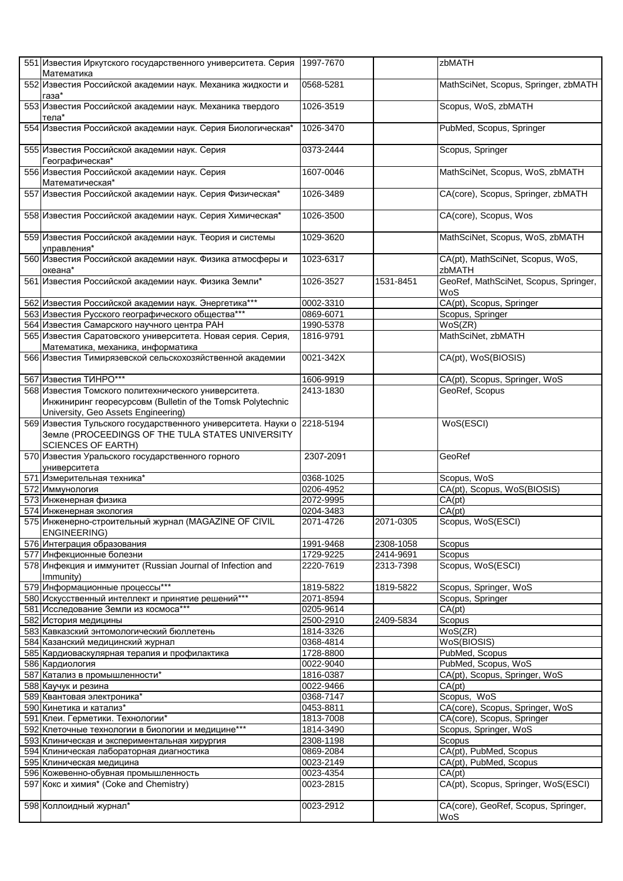| | | | | |
|---|---|---|---|---|
| 551 | Известия Иркутского государственного университета. Серия Математика | 1997-7670 | | zbMATH |
| 552 | Известия Российской академии наук. Механика жидкости и газа* | 0568-5281 | | MathSciNet, Scopus, Springer, zbMATH |
| 553 | Известия Российской академии наук. Механика твердого тела* | 1026-3519 | | Scopus, WoS, zbMATH |
| 554 | Известия Российской академии наук. Серия Биологическая* | 1026-3470 | | PubMed, Scopus, Springer |
| 555 | Известия Российской академии наук. Серия Географическая* | 0373-2444 | | Scopus, Springer |
| 556 | Известия Российской академии наук. Серия Математическая* | 1607-0046 | | MathSciNet, Scopus, WoS, zbMATH |
| 557 | Известия Российской академии наук. Серия Физическая* | 1026-3489 | | CA(core), Scopus, Springer, zbMATH |
| 558 | Известия Российской академии наук. Серия Химическая* | 1026-3500 | | CA(core), Scopus, Wos |
| 559 | Известия Российской академии наук. Теория и системы управления* | 1029-3620 | | MathSciNet, Scopus, WoS, zbMATH |
| 560 | Известия Российской академии наук. Физика атмосферы и океана* | 1023-6317 | | CA(pt), MathSciNet, Scopus, WoS, zbMATH |
| 561 | Известия Российской академии наук. Физика Земли* | 1026-3527 | 1531-8451 | GeoRef, MathSciNet, Scopus, Springer, WoS |
| 562 | Известия Российской академии наук. Энергетика*** | 0002-3310 | | CA(pt), Scopus, Springer |
| 563 | Известия Русского географического общества*** | 0869-6071 | | Scopus, Springer |
| 564 | Известия Самарского научного центра РАН | 1990-5378 | | WoS(ZR) |
| 565 | Известия Саратовского университета. Новая серия. Серия, Математика, механика, информатика | 1816-9791 | | MathSciNet, zbMATH |
| 566 | Известия Тимирязевской сельскохозяйственной академии | 0021-342X | | CA(pt), WoS(BIOSIS) |
| 567 | Известия ТИНРО*** | 1606-9919 | | CA(pt), Scopus, Springer, WoS |
| 568 | Известия Томского политехнического университета. Инжиниринг георесурсовм (Bulletin of the Tomsk Polytechnic University, Geo Assets Engineering) | 2413-1830 | | GeoRef, Scopus |
| 569 | Известия Тульского государственного университета. Науки о Земле (PROCEEDINGS OF THE TULA STATES UNIVERSITY SCIENCES OF EARTH) | 2218-5194 | | WoS(ESCI) |
| 570 | Известия Уральского государственного горного университета | 2307-2091 | | GeoRef |
| 571 | Измерительная техника* | 0368-1025 | | Scopus, WoS |
| 572 | Иммунология | 0206-4952 | | CA(pt), Scopus, WoS(BIOSIS) |
| 573 | Инженерная физика | 2072-9995 | | CA(pt) |
| 574 | Инженерная экология | 0204-3483 | | CA(pt) |
| 575 | Инженерно-строительный журнал (MAGAZINE OF CIVIL ENGINEERING) | 2071-4726 | 2071-0305 | Scopus, WoS(ESCI) |
| 576 | Интеграция образования | 1991-9468 | 2308-1058 | Scopus |
| 577 | Инфекционные болезни | 1729-9225 | 2414-9691 | Scopus |
| 578 | Инфекция и иммунитет (Russian Journal of Infection and Immunity) | 2220-7619 | 2313-7398 | Scopus, WoS(ESCI) |
| 579 | Информационные процессы*** | 1819-5822 | 1819-5822 | Scopus, Springer, WoS |
| 580 | Искусственный интеллект и принятие решений*** | 2071-8594 | | Scopus, Springer |
| 581 | Исследование Земли из космоса*** | 0205-9614 | | CA(pt) |
| 582 | История медицины | 2500-2910 | 2409-5834 | Scopus |
| 583 | Кавказский энтомологический бюллетень | 1814-3326 | | WoS(ZR) |
| 584 | Казанский медицинский журнал | 0368-4814 | | WoS(BIOSIS) |
| 585 | Кардиоваскулярная терапия и профилактика | 1728-8800 | | PubMed, Scopus |
| 586 | Кардиология | 0022-9040 | | PubMed, Scopus, WoS |
| 587 | Катализ в промышленности* | 1816-0387 | | CA(pt), Scopus, Springer, WoS |
| 588 | Каучук и резина | 0022-9466 | | CA(pt) |
| 589 | Квантовая электроника* | 0368-7147 | | Scopus, WoS |
| 590 | Кинетика и катализ* | 0453-8811 | | CA(core), Scopus, Springer, WoS |
| 591 | Клеи. Герметики. Технологии* | 1813-7008 | | CA(core), Scopus, Springer |
| 592 | Клеточные технологии в биологии и медицине*** | 1814-3490 | | Scopus, Springer, WoS |
| 593 | Клиническая и экспериментальная хирургия | 2308-1198 | | Scopus |
| 594 | Клиническая лабораторная диагностика | 0869-2084 | | CA(pt), PubMed, Scopus |
| 595 | Клиническая медицина | 0023-2149 | | CA(pt), PubMed, Scopus |
| 596 | Кожевенно-обувная промышленность | 0023-4354 | | CA(pt) |
| 597 | Кокс и химия* (Coke and Chemistry) | 0023-2815 | | CA(pt), Scopus, Springer, WoS(ESCI) |
| 598 | Коллоидный журнал* | 0023-2912 | | CA(core), GeoRef, Scopus, Springer, WoS |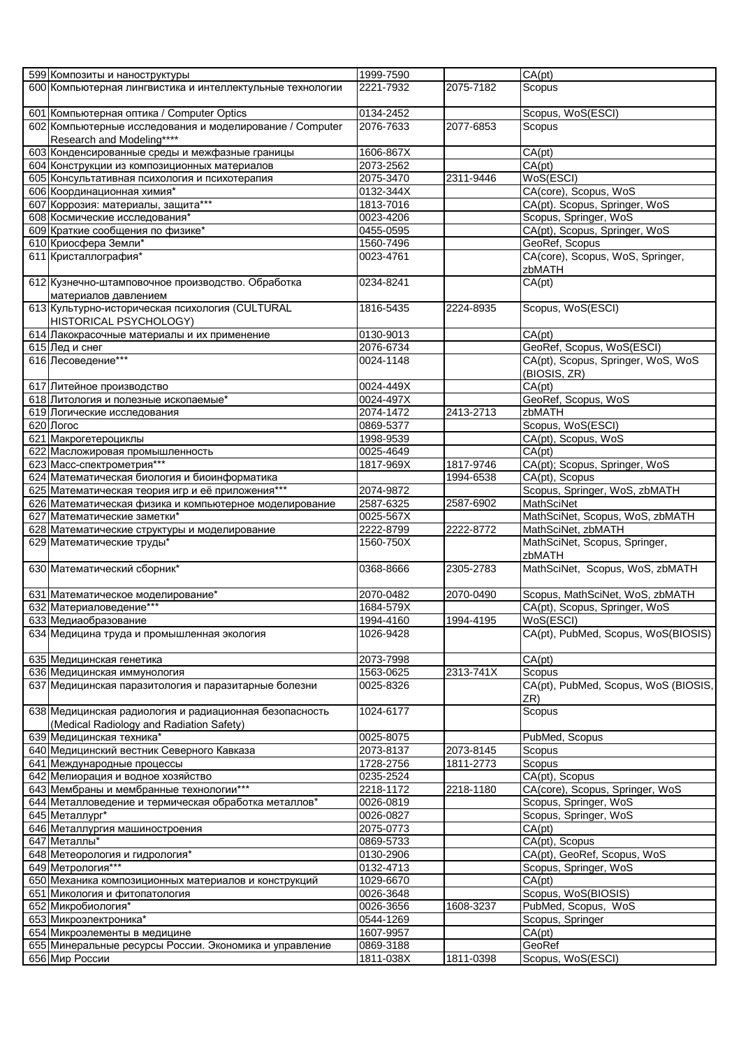| | | | | |
|---|---|---|---|---|
| 599 | Композиты и наноструктуры | 1999-7590 | | CA(pt) |
| 600 | Компьютерная лингвистика и интеллектуальные технологии | 2221-7932 | 2075-7182 | Scopus |
| 601 | Компьютерная оптика / Computer Optics | 0134-2452 | | Scopus, WoS(ESCI) |
| 602 | Компьютерные исследования и моделирование / Computer Research and Modeling**** | 2076-7633 | 2077-6853 | Scopus |
| 603 | Конденсированные среды и межфазные границы | 1606-867X | | CA(pt) |
| 604 | Конструкции из композиционных материалов | 2073-2562 | | CA(pt) |
| 605 | Консультативная психология и психотерапия | 2075-3470 | 2311-9446 | WoS(ESCI) |
| 606 | Координационная химия* | 0132-344X | | CA(core), Scopus, WoS |
| 607 | Коррозия: материалы, защита*** | 1813-7016 | | CA(pt). Scopus, Springer, WoS |
| 608 | Космические исследования* | 0023-4206 | | Scopus, Springer, WoS |
| 609 | Краткие сообщения по физике* | 0455-0595 | | CA(pt), Scopus, Springer, WoS |
| 610 | Криосфера Земли* | 1560-7496 | | GeoRef, Scopus |
| 611 | Кристаллография* | 0023-4761 | | CA(core), Scopus, WoS, Springer, zbMATH |
| 612 | Кузнечно-штамповочное производство. Обработка материалов давлением | 0234-8241 | | CA(pt) |
| 613 | Культурно-историческая психология (CULTURAL HISTORICAL PSYCHOLOGY) | 1816-5435 | 2224-8935 | Scopus, WoS(ESCI) |
| 614 | Лакокрасочные материалы и их применение | 0130-9013 | | CA(pt) |
| 615 | Лед и снег | 2076-6734 | | GeoRef, Scopus, WoS(ESCI) |
| 616 | Лесоведение*** | 0024-1148 | | CA(pt), Scopus, Springer, WoS, WoS (BIOSIS, ZR) |
| 617 | Литейное производство | 0024-449X | | CA(pt) |
| 618 | Литология и полезные ископаемые* | 0024-497X | | GeoRef, Scopus, WoS |
| 619 | Логические исследования | 2074-1472 | 2413-2713 | zbMATH |
| 620 | Логос | 0869-5377 | | Scopus, WoS(ESCI) |
| 621 | Макрогетероциклы | 1998-9539 | | CA(pt), Scopus, WoS |
| 622 | Масложировая промышленность | 0025-4649 | | CA(pt) |
| 623 | Масс-спектрометрия*** | 1817-969X | 1817-9746 | CA(pt); Scopus, Springer, WoS |
| 624 | Математическая биология и биоинформатика | | 1994-6538 | CA(pt), Scopus |
| 625 | Математическая теория игр и её приложения*** | 2074-9872 | | Scopus, Springer, WoS, zbMATH |
| 626 | Математическая физика и компьютерное моделирование | 2587-6325 | 2587-6902 | MathSciNet |
| 627 | Математические заметки* | 0025-567X | | MathSciNet, Scopus, WoS, zbMATH |
| 628 | Математические структуры и моделирование | 2222-8799 | 2222-8772 | MathSciNet, zbMATH |
| 629 | Математические труды* | 1560-750X | | MathSciNet, Scopus, Springer, zbMATH |
| 630 | Математический сборник* | 0368-8666 | 2305-2783 | MathSciNet, Scopus, WoS, zbMATH |
| 631 | Математическое моделирование* | 2070-0482 | 2070-0490 | Scopus, MathSciNet, WoS, zbMATH |
| 632 | Материаловедение*** | 1684-579X | | CA(pt), Scopus, Springer, WoS |
| 633 | Медиаобразование | 1994-4160 | 1994-4195 | WoS(ESCI) |
| 634 | Медицина труда и промышленная экология | 1026-9428 | | CA(pt), PubMed, Scopus, WoS(BIOSIS) |
| 635 | Медицинская генетика | 2073-7998 | | CA(pt) |
| 636 | Медицинская иммунология | 1563-0625 | 2313-741X | Scopus |
| 637 | Медицинская паразитология и паразитарные болезни | 0025-8326 | | CA(pt), PubMed, Scopus, WoS (BIOSIS, ZR) |
| 638 | Медицинская радиология и радиационная безопасность (Medical Radiology and Radiation Safety) | 1024-6177 | | Scopus |
| 639 | Медицинская техника* | 0025-8075 | | PubMed, Scopus |
| 640 | Медицинский вестник Северного Кавказа | 2073-8137 | 2073-8145 | Scopus |
| 641 | Международные процессы | 1728-2756 | 1811-2773 | Scopus |
| 642 | Мелиорация и водное хозяйство | 0235-2524 | | CA(pt), Scopus |
| 643 | Мембраны и мембранные технологии*** | 2218-1172 | 2218-1180 | CA(core), Scopus, Springer, WoS |
| 644 | Металловедение и термическая обработка металлов* | 0026-0819 | | Scopus, Springer, WoS |
| 645 | Металлург* | 0026-0827 | | Scopus, Springer, WoS |
| 646 | Металлургия машиностроения | 2075-0773 | | CA(pt) |
| 647 | Металлы* | 0869-5733 | | CA(pt), Scopus |
| 648 | Метеорология и гидрология* | 0130-2906 | | CA(pt), GeoRef, Scopus, WoS |
| 649 | Метрология*** | 0132-4713 | | Scopus, Springer, WoS |
| 650 | Механика композиционных материалов и конструкций | 1029-6670 | | CA(pt) |
| 651 | Микология и фитопатология | 0026-3648 | | Scopus, WoS(BIOSIS) |
| 652 | Микробиология* | 0026-3656 | 1608-3237 | PubMed, Scopus, WoS |
| 653 | Микроэлектроника* | 0544-1269 | | Scopus, Springer |
| 654 | Микроэлементы в медицине | 1607-9957 | | CA(pt) |
| 655 | Минеральные ресурсы России. Экономика и управление | 0869-3188 | | GeoRef |
| 656 | Мир России | 1811-038X | 1811-0398 | Scopus, WoS(ESCI) |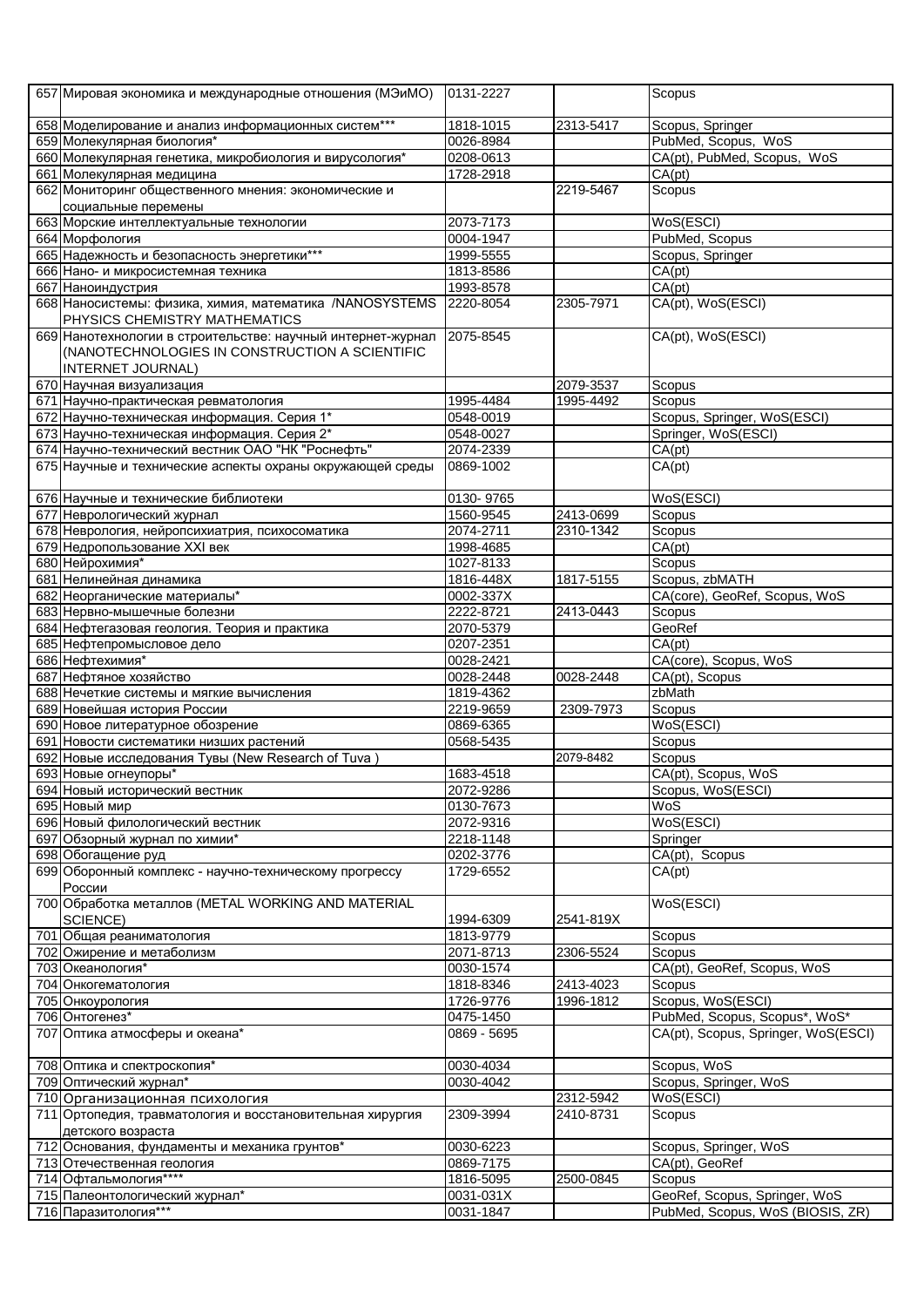| | | | | |
|---|---|---|---|---|
| 657 | Мировая экономика и международные отношения (МЭиМО) | 0131-2227 | | Scopus |
| 658 | Моделирование и анализ информационных систем*** | 1818-1015 | 2313-5417 | Scopus, Springer |
| 659 | Молекулярная биология* | 0026-8984 | | PubMed, Scopus, WoS |
| 660 | Молекулярная генетика, микробиология и вирусология* | 0208-0613 | | CA(pt), PubMed, Scopus, WoS |
| 661 | Молекулярная медицина | 1728-2918 | | CA(pt) |
| 662 | Мониторинг общественного мнения: экономические и социальные перемены | | 2219-5467 | Scopus |
| 663 | Морские интеллектуальные технологии | 2073-7173 | | WoS(ESCI) |
| 664 | Морфология | 0004-1947 | | PubMed, Scopus |
| 665 | Надежность и безопасность энергетики*** | 1999-5555 | | Scopus, Springer |
| 666 | Нано- и микросистемная техника | 1813-8586 | | CA(pt) |
| 667 | Наноиндустрия | 1993-8578 | | CA(pt) |
| 668 | Наносистемы: физика, химия, математика /NANOSYSTEMS PHYSICS CHEMISTRY MATHEMATICS | 2220-8054 | 2305-7971 | CA(pt), WoS(ESCI) |
| 669 | Нанотехнологии в строительстве: научный интернет-журнал (NANOTECHNOLOGIES IN CONSTRUCTION A SCIENTIFIC INTERNET JOURNAL) | 2075-8545 | | CA(pt), WoS(ESCI) |
| 670 | Научная визуализация | | 2079-3537 | Scopus |
| 671 | Научно-практическая ревматология | 1995-4484 | 1995-4492 | Scopus |
| 672 | Научно-техническая информация. Серия 1* | 0548-0019 | | Scopus, Springer, WoS(ESCI) |
| 673 | Научно-техническая информация. Серия 2* | 0548-0027 | | Springer, WoS(ESCI) |
| 674 | Научно-технический вестник ОАО "НК "Роснефть" | 2074-2339 | | CA(pt) |
| 675 | Научные и технические аспекты охраны окружающей среды | 0869-1002 | | CA(pt) |
| 676 | Научные и технические библиотеки | 0130- 9765 | | WoS(ESCI) |
| 677 | Неврологический журнал | 1560-9545 | 2413-0699 | Scopus |
| 678 | Неврология, нейропсихиатрия, психосоматика | 2074-2711 | 2310-1342 | Scopus |
| 679 | Недропользование XXI век | 1998-4685 | | CA(pt) |
| 680 | Нейрохимия* | 1027-8133 | | Scopus |
| 681 | Нелинейная динамика | 1816-448X | 1817-5155 | Scopus, zbMATH |
| 682 | Неорганические материалы* | 0002-337X | | CA(core), GeoRef, Scopus, WoS |
| 683 | Нервно-мышечные болезни | 2222-8721 | 2413-0443 | Scopus |
| 684 | Нефтегазовая геология. Теория и практика | 2070-5379 | | GeoRef |
| 685 | Нефтепромысловое дело | 0207-2351 | | CA(pt) |
| 686 | Нефтехимия* | 0028-2421 | | CA(core), Scopus, WoS |
| 687 | Нефтяное хозяйство | 0028-2448 | 0028-2448 | CA(pt), Scopus |
| 688 | Нечеткие системы и мягкие вычисления | 1819-4362 | | zbMath |
| 689 | Новейшая история России | 2219-9659 | 2309-7973 | Scopus |
| 690 | Новое литературное обозрение | 0869-6365 | | WoS(ESCI) |
| 691 | Новости систематики низших растений | 0568-5435 | | Scopus |
| 692 | Новые исследования Тувы (New Research of Tuva ) | | 2079-8482 | Scopus |
| 693 | Новые огнеупоры* | 1683-4518 | | CA(pt), Scopus, WoS |
| 694 | Новый исторический вестник | 2072-9286 | | Scopus, WoS(ESCI) |
| 695 | Новый мир | 0130-7673 | | WoS |
| 696 | Новый филологический вестник | 2072-9316 | | WoS(ESCI) |
| 697 | Обзорный журнал по химии* | 2218-1148 | | Springer |
| 698 | Обогащение руд | 0202-3776 | | CA(pt), Scopus |
| 699 | Оборонный комплекс - научно-техническому прогрессу России | 1729-6552 | | CA(pt) |
| 700 | Обработка металлов (METAL WORKING AND MATERIAL SCIENCE) | 1994-6309 | 2541-819X | WoS(ESCI) |
| 701 | Общая реаниматология | 1813-9779 | | Scopus |
| 702 | Ожирение и метаболизм | 2071-8713 | 2306-5524 | Scopus |
| 703 | Океанология* | 0030-1574 | | CA(pt), GeoRef, Scopus, WoS |
| 704 | Онкогематология | 1818-8346 | 2413-4023 | Scopus |
| 705 | Онкоурология | 1726-9776 | 1996-1812 | Scopus, WoS(ESCI) |
| 706 | Онтогенез* | 0475-1450 | | PubMed, Scopus, Scopus*, WoS* |
| 707 | Оптика атмосферы и океана* | 0869 - 5695 | | CA(pt), Scopus, Springer, WoS(ESCI) |
| 708 | Оптика и спектроскопия* | 0030-4034 | | Scopus, WoS |
| 709 | Оптический журнал* | 0030-4042 | | Scopus, Springer, WoS |
| 710 | Организационная психология | | 2312-5942 | WoS(ESCI) |
| 711 | Ортопедия, травматология и восстановительная хирургия детского возраста | 2309-3994 | 2410-8731 | Scopus |
| 712 | Основания, фундаменты и механика грунтов* | 0030-6223 | | Scopus, Springer, WoS |
| 713 | Отечественная геология | 0869-7175 | | CA(pt), GeoRef |
| 714 | Офтальмология**** | 1816-5095 | 2500-0845 | Scopus |
| 715 | Палеонтологический журнал* | 0031-031X | | GeoRef, Scopus, Springer, WoS |
| 716 | Паразитология*** | 0031-1847 | | PubMed, Scopus, WoS (BIOSIS, ZR) |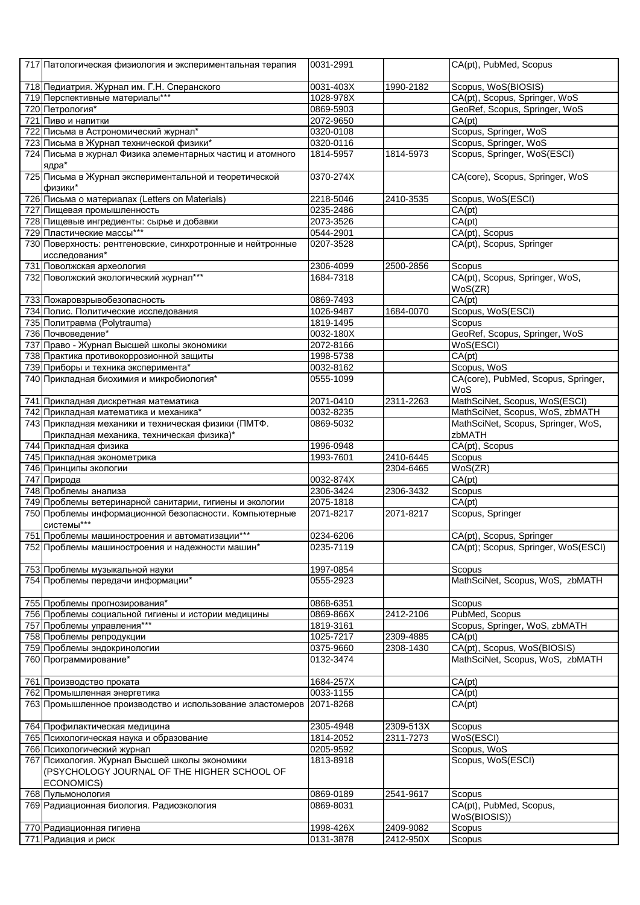| | | | | |
|---|---|---|---|---|
| 717 | Патологическая физиология и экспериментальная терапия | 0031-2991 | | CA(pt), PubMed, Scopus |
| 718 | Педиатрия. Журнал им. Г.Н. Сперанского | 0031-403X | 1990-2182 | Scopus, WoS(BIOSIS) |
| 719 | Перспективные материалы*** | 1028-978X | | CA(pt), Scopus, Springer, WoS |
| 720 | Петрология* | 0869-5903 | | GeoRef, Scopus, Springer, WoS |
| 721 | Пиво и напитки | 2072-9650 | | CA(pt) |
| 722 | Письма в Астрономический журнал* | 0320-0108 | | Scopus, Springer, WoS |
| 723 | Письма в Журнал технической физики* | 0320-0116 | | Scopus, Springer, WoS |
| 724 | Письма в журнал Физика элементарных частиц и атомного ядра* | 1814-5957 | 1814-5973 | Scopus, Springer, WoS(ESCI) |
| 725 | Письма в Журнал экспериментальной и теоретической физики* | 0370-274X | | CA(core), Scopus, Springer, WoS |
| 726 | Письма о материалах (Letters on Materials) | 2218-5046 | 2410-3535 | Scopus, WoS(ESCI) |
| 727 | Пищевая промышленность | 0235-2486 | | CA(pt) |
| 728 | Пищевые ингредиенты: сырье и добавки | 2073-3526 | | CA(pt) |
| 729 | Пластические массы*** | 0544-2901 | | CA(pt), Scopus |
| 730 | Поверхность: рентгеновские, синхротронные и нейтронные исследования* | 0207-3528 | | CA(pt), Scopus, Springer |
| 731 | Поволжская археология | 2306-4099 | 2500-2856 | Scopus |
| 732 | Поволжский экологический журнал*** | 1684-7318 | | CA(pt), Scopus, Springer, WoS, WoS(ZR) |
| 733 | Пожаровзрывобезопасность | 0869-7493 | | CA(pt) |
| 734 | Полис. Политические исследования | 1026-9487 | 1684-0070 | Scopus, WoS(ESCI) |
| 735 | Политравма (Polytrauma) | 1819-1495 | | Scopus |
| 736 | Почвоведение* | 0032-180X | | GeoRef, Scopus, Springer, WoS |
| 737 | Право - Журнал Высшей школы экономики | 2072-8166 | | WoS(ESCI) |
| 738 | Практика противокоррозионной защиты | 1998-5738 | | CA(pt) |
| 739 | Приборы и техника эксперимента* | 0032-8162 | | Scopus, WoS |
| 740 | Прикладная биохимия и микробиология* | 0555-1099 | | CA(core), PubMed, Scopus, Springer, WoS |
| 741 | Прикладная дискретная математика | 2071-0410 | 2311-2263 | MathSciNet, Scopus, WoS(ESCI) |
| 742 | Прикладная математика и механика* | 0032-8235 | | MathSciNet, Scopus, WoS, zbMATH |
| 743 | Прикладная механики и техническая физики (ПМТФ. Прикладная механика, техническая физика)* | 0869-5032 | | MathSciNet, Scopus, Springer, WoS, zbMATH |
| 744 | Прикладная физика | 1996-0948 | | CA(pt), Scopus |
| 745 | Прикладная эконометрика | 1993-7601 | 2410-6445 | Scopus |
| 746 | Принципы экологии | | 2304-6465 | WoS(ZR) |
| 747 | Природа | 0032-874X | | CA(pt) |
| 748 | Проблемы анализа | 2306-3424 | 2306-3432 | Scopus |
| 749 | Проблемы ветеринарной санитарии, гигиены и экологии | 2075-1818 | | CA(pt) |
| 750 | Проблемы информационной безопасности. Компьютерные системы*** | 2071-8217 | 2071-8217 | Scopus, Springer |
| 751 | Проблемы машиностроения и автоматизации*** | 0234-6206 | | CA(pt), Scopus, Springer |
| 752 | Проблемы машиностроения и надежности машин* | 0235-7119 | | CA(pt); Scopus, Springer, WoS(ESCI) |
| 753 | Проблемы музыкальной науки | 1997-0854 | | Scopus |
| 754 | Проблемы передачи информации* | 0555-2923 | | MathSciNet, Scopus, WoS, zbMATH |
| 755 | Проблемы прогнозирования* | 0868-6351 | | Scopus |
| 756 | Проблемы социальной гигиены и истории медицины | 0869-866X | 2412-2106 | PubMed, Scopus |
| 757 | Проблемы управления*** | 1819-3161 | | Scopus, Springer, WoS, zbMATH |
| 758 | Проблемы репродукции | 1025-7217 | 2309-4885 | CA(pt) |
| 759 | Проблемы эндокринологии | 0375-9660 | 2308-1430 | CA(pt), Scopus, WoS(BIOSIS) |
| 760 | Программирование* | 0132-3474 | | MathSciNet, Scopus, WoS, zbMATH |
| 761 | Производство проката | 1684-257X | | CA(pt) |
| 762 | Промышленная энергетика | 0033-1155 | | CA(pt) |
| 763 | Промышленное производство и использование эластомеров | 2071-8268 | | CA(pt) |
| 764 | Профилактическая медицина | 2305-4948 | 2309-513X | Scopus |
| 765 | Психологическая наука и образование | 1814-2052 | 2311-7273 | WoS(ESCI) |
| 766 | Психологический журнал | 0205-9592 | | Scopus, WoS |
| 767 | Психология. Журнал Высшей школы экономики (PSYCHOLOGY JOURNAL OF THE HIGHER SCHOOL OF ECONOMICS) | 1813-8918 | | Scopus, WoS(ESCI) |
| 768 | Пульмонология | 0869-0189 | 2541-9617 | Scopus |
| 769 | Радиационная биология. Радиоэкология | 0869-8031 | | CA(pt), PubMed, Scopus, WoS(BIOSIS)) |
| 770 | Радиационная гигиена | 1998-426X | 2409-9082 | Scopus |
| 771 | Радиация и риск | 0131-3878 | 2412-950X | Scopus |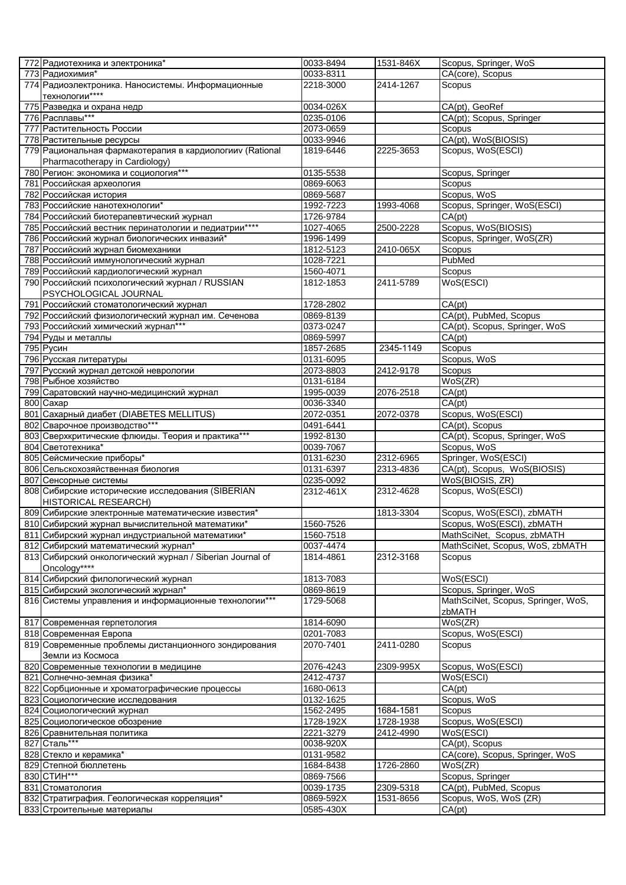| | | | | |
|---|---|---|---|---|
| 772 | Радиотехника и электроника* | 0033-8494 | 1531-846X | Scopus, Springer, WoS |
| 773 | Радиохимия* | 0033-8311 | | CA(core), Scopus |
| 774 | Радиоэлектроника. Наносистемы. Информационные технологии**** | 2218-3000 | 2414-1267 | Scopus |
| 775 | Разведка и охрана недр | 0034-026X | | CA(pt), GeoRef |
| 776 | Расплавы*** | 0235-0106 | | CA(pt); Scopus, Springer |
| 777 | Растительность России | 2073-0659 | | Scopus |
| 778 | Растительные ресурсы | 0033-9946 | | CA(pt), WoS(BIOSIS) |
| 779 | Рациональная фармакотерапия в кардиологииv (Rational Pharmacotherapy in Cardiology) | 1819-6446 | 2225-3653 | Scopus, WoS(ESCI) |
| 780 | Регион: экономика и социология*** | 0135-5538 | | Scopus, Springer |
| 781 | Российская археология | 0869-6063 | | Scopus |
| 782 | Российская история | 0869-5687 | | Scopus, WoS |
| 783 | Российские нанотехнологии* | 1992-7223 | 1993-4068 | Scopus, Springer, WoS(ESCI) |
| 784 | Российский биотерапевтический журнал | 1726-9784 | | CA(pt) |
| 785 | Российский вестник перинатологии и педиатрии**** | 1027-4065 | 2500-2228 | Scopus, WoS(BIOSIS) |
| 786 | Российский журнал биологических инвазий* | 1996-1499 | | Scopus, Springer, WoS(ZR) |
| 787 | Российский журнал биомеханики | 1812-5123 | 2410-065X | Scopus |
| 788 | Российский иммунологический журнал | 1028-7221 | | PubMed |
| 789 | Российский кардиологический журнал | 1560-4071 | | Scopus |
| 790 | Российский психологический журнал / RUSSIAN PSYCHOLOGICAL JOURNAL | 1812-1853 | 2411-5789 | WoS(ESCI) |
| 791 | Российский стоматологический журнал | 1728-2802 | | CA(pt) |
| 792 | Российский физиологический журнал им. Сеченова | 0869-8139 | | CA(pt), PubMed, Scopus |
| 793 | Российский химический журнал*** | 0373-0247 | | CA(pt), Scopus, Springer, WoS |
| 794 | Руды и металлы | 0869-5997 | | CA(pt) |
| 795 | Русин | 1857-2685 | 2345-1149 | Scopus |
| 796 | Русская литературы | 0131-6095 | | Scopus, WoS |
| 797 | Русский журнал детской неврологии | 2073-8803 | 2412-9178 | Scopus |
| 798 | Рыбное хозяйство | 0131-6184 | | WoS(ZR) |
| 799 | Саратовский научно-медицинский журнал | 1995-0039 | 2076-2518 | CA(pt) |
| 800 | Сахар | 0036-3340 | | CA(pt) |
| 801 | Сахарный диабет (DIABETES MELLITUS) | 2072-0351 | 2072-0378 | Scopus, WoS(ESCI) |
| 802 | Сварочное производство*** | 0491-6441 | | CA(pt), Scopus |
| 803 | Сверхкритические флюиды. Теория и практика*** | 1992-8130 | | CA(pt), Scopus, Springer, WoS |
| 804 | Светотехника* | 0039-7067 | | Scopus, WoS |
| 805 | Сейсмические приборы* | 0131-6230 | 2312-6965 | Springer, WoS(ESCI) |
| 806 | Сельскохозяйственная биология | 0131-6397 | 2313-4836 | CA(pt), Scopus, WoS(BIOSIS) |
| 807 | Сенсорные системы | 0235-0092 | | WoS(BIOSIS, ZR) |
| 808 | Сибирские исторические исследования (SIBERIAN HISTORICAL RESEARCH) | 2312-461X | 2312-4628 | Scopus, WoS(ESCI) |
| 809 | Сибирские электронные математические известия* | | 1813-3304 | Scopus, WoS(ESCI), zbMATH |
| 810 | Сибирский журнал вычислительной математики* | 1560-7526 | | Scopus, WoS(ESCI), zbMATH |
| 811 | Сибирский журнал индустриальной математики* | 1560-7518 | | MathSciNet, Scopus, zbMATH |
| 812 | Сибирский математический журнал* | 0037-4474 | | MathSciNet, Scopus, WoS, zbMATH |
| 813 | Сибирский онкологический журнал / Siberian Journal of Oncology**** | 1814-4861 | 2312-3168 | Scopus |
| 814 | Сибирский филологический журнал | 1813-7083 | | WoS(ESCI) |
| 815 | Сибирский экологический журнал* | 0869-8619 | | Scopus, Springer, WoS |
| 816 | Системы управления и информационные технологии*** | 1729-5068 | | MathSciNet, Scopus, Springer, WoS, zbMATH |
| 817 | Современная герпетология | 1814-6090 | | WoS(ZR) |
| 818 | Современная Европа | 0201-7083 | | Scopus, WoS(ESCI) |
| 819 | Современные проблемы дистанционного зондирования Земли из Космоса | 2070-7401 | 2411-0280 | Scopus |
| 820 | Современные технологии в медицине | 2076-4243 | 2309-995X | Scopus, WoS(ESCI) |
| 821 | Солнечно-земная физика* | 2412-4737 | | WoS(ESCI) |
| 822 | Сорбционные и хроматографические процессы | 1680-0613 | | CA(pt) |
| 823 | Социологические исследования | 0132-1625 | | Scopus, WoS |
| 824 | Социологический журнал | 1562-2495 | 1684-1581 | Scopus |
| 825 | Социологическое обозрение | 1728-192X | 1728-1938 | Scopus, WoS(ESCI) |
| 826 | Сравнительная политика | 2221-3279 | 2412-4990 | WoS(ESCI) |
| 827 | Сталь*** | 0038-920X | | CA(pt), Scopus |
| 828 | Стекло и керамика* | 0131-9582 | | CA(core), Scopus, Springer, WoS |
| 829 | Степной бюллетень | 1684-8438 | 1726-2860 | WoS(ZR) |
| 830 | СТИН*** | 0869-7566 | | Scopus, Springer |
| 831 | Стоматология | 0039-1735 | 2309-5318 | CA(pt), PubMed, Scopus |
| 832 | Стратиграфия. Геологическая корреляция* | 0869-592X | 1531-8656 | Scopus, WoS, WoS (ZR) |
| 833 | Строительные материалы | 0585-430X | | CA(pt) |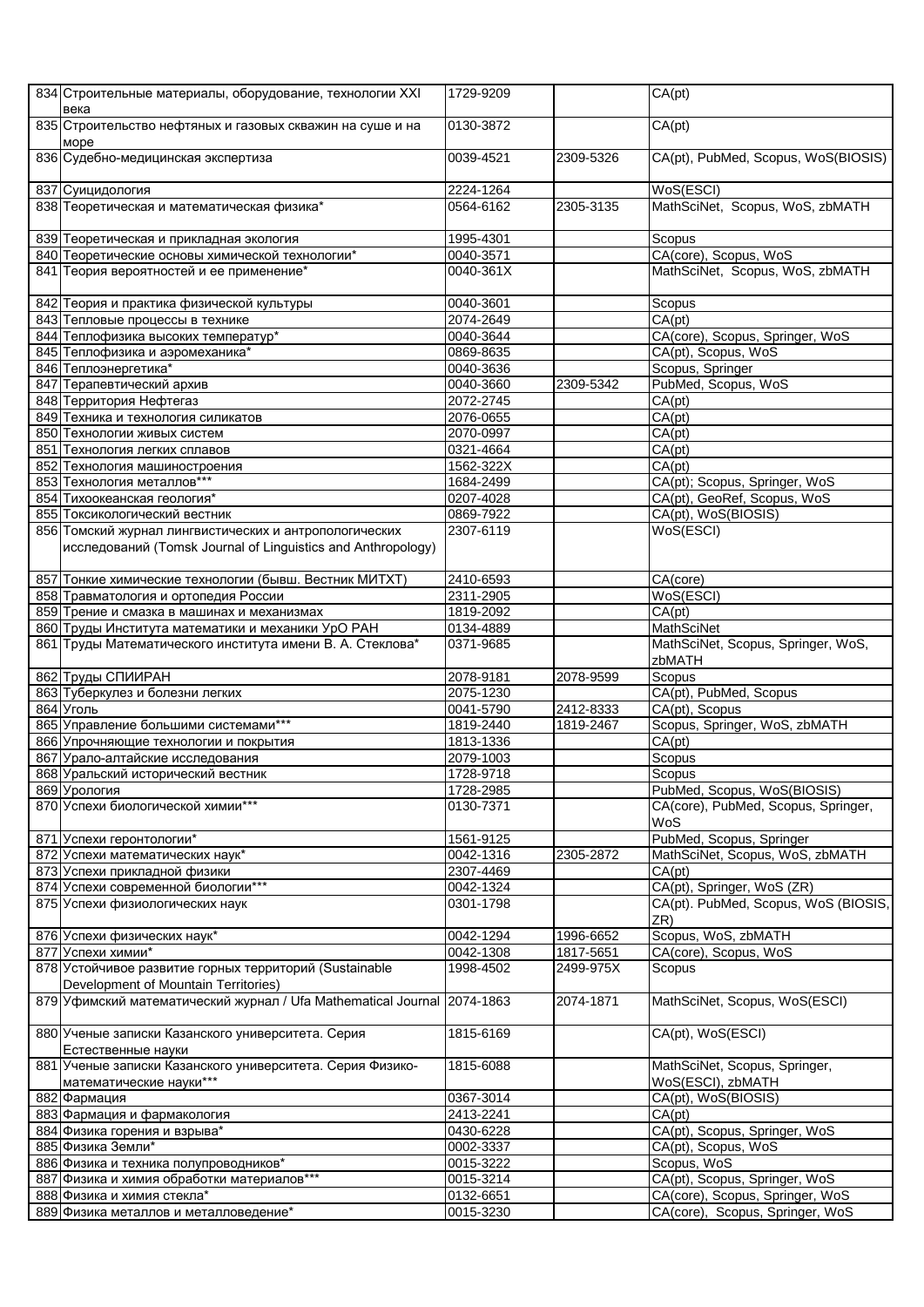| 834 | Строительные материалы, оборудование, технологии XXI века | 1729-9209 | | CA(pt) |
|---|---|---|---|---|
| 835 | Строительство нефтяных и газовых скважин на суше и на море | 0130-3872 | | CA(pt) |
| 836 | Судебно-медицинская экспертиза | 0039-4521 | 2309-5326 | CA(pt), PubMed, Scopus, WoS(BIOSIS) |
| 837 | Суицидология | 2224-1264 | | WoS(ESCI) |
| 838 | Теоретическая и математическая физика* | 0564-6162 | 2305-3135 | MathSciNet, Scopus, WoS, zbMATH |
| 839 | Теоретическая и прикладная экология | 1995-4301 | | Scopus |
| 840 | Теоретические основы химической технологии* | 0040-3571 | | CA(core), Scopus, WoS |
| 841 | Теория вероятностей и ее применение* | 0040-361X | | MathSciNet, Scopus, WoS, zbMATH |
| 842 | Теория и практика физической культуры | 0040-3601 | | Scopus |
| 843 | Тепловые процессы в технике | 2074-2649 | | CA(pt) |
| 844 | Теплофизика высоких температур* | 0040-3644 | | CA(core), Scopus, Springer, WoS |
| 845 | Теплофизика и аэромеханика* | 0869-8635 | | CA(pt), Scopus, WoS |
| 846 | Теплоэнергетика* | 0040-3636 | | Scopus, Springer |
| 847 | Терапевтический архив | 0040-3660 | 2309-5342 | PubMed, Scopus, WoS |
| 848 | Территория Нефтегаз | 2072-2745 | | CA(pt) |
| 849 | Техника и технология силикатов | 2076-0655 | | CA(pt) |
| 850 | Технологии живых систем | 2070-0997 | | CA(pt) |
| 851 | Технология легких сплавов | 0321-4664 | | CA(pt) |
| 852 | Технология машиностроения | 1562-322X | | CA(pt) |
| 853 | Технология металлов*** | 1684-2499 | | CA(pt); Scopus, Springer, WoS |
| 854 | Тихоокеанская геология* | 0207-4028 | | CA(pt), GeoRef, Scopus, WoS |
| 855 | Токсикологический вестник | 0869-7922 | | CA(pt), WoS(BIOSIS) |
| 856 | Томский журнал лингвистических и антропологических исследований (Tomsk Journal of Linguistics and Anthropology) | 2307-6119 | | WoS(ESCI) |
| 857 | Тонкие химические технологии (бывш. Вестник МИТХТ) | 2410-6593 | | CA(core) |
| 858 | Травматология и ортопедия России | 2311-2905 | | WoS(ESCI) |
| 859 | Трение и смазка в машинах и механизмах | 1819-2092 | | CA(pt) |
| 860 | Труды Института математики и механики УрО РАН | 0134-4889 | | MathSciNet |
| 861 | Труды Математического института имени В. А. Стеклова* | 0371-9685 | | MathSciNet, Scopus, Springer, WoS, zbMATH |
| 862 | Труды СПИИРАН | 2078-9181 | 2078-9599 | Scopus |
| 863 | Туберкулез и болезни легких | 2075-1230 | | CA(pt), PubMed, Scopus |
| 864 | Уголь | 0041-5790 | 2412-8333 | CA(pt), Scopus |
| 865 | Управление большими системами*** | 1819-2440 | 1819-2467 | Scopus, Springer, WoS, zbMATH |
| 866 | Упрочняющие технологии и покрытия | 1813-1336 | | CA(pt) |
| 867 | Урало-алтайские исследования | 2079-1003 | | Scopus |
| 868 | Уральский исторический вестник | 1728-9718 | | Scopus |
| 869 | Урология | 1728-2985 | | PubMed, Scopus, WoS(BIOSIS) |
| 870 | Успехи биологической химии*** | 0130-7371 | | CA(core), PubMed, Scopus, Springer, WoS |
| 871 | Успехи геронтологии* | 1561-9125 | | PubMed, Scopus, Springer |
| 872 | Успехи математических наук* | 0042-1316 | 2305-2872 | MathSciNet, Scopus, WoS, zbMATH |
| 873 | Успехи прикладной физики | 2307-4469 | | CA(pt) |
| 874 | Успехи современной биологии*** | 0042-1324 | | CA(pt), Springer, WoS (ZR) |
| 875 | Успехи физиологических наук | 0301-1798 | | CA(pt). PubMed, Scopus, WoS (BIOSIS, ZR) |
| 876 | Успехи физических наук* | 0042-1294 | 1996-6652 | Scopus, WoS, zbMATH |
| 877 | Успехи химии* | 0042-1308 | 1817-5651 | CA(core), Scopus, WoS |
| 878 | Устойчивое развитие горных территорий (Sustainable Development of Mountain Territories) | 1998-4502 | 2499-975X | Scopus |
| 879 | Уфимский математический журнал / Ufa Mathematical Journal | 2074-1863 | 2074-1871 | MathSciNet, Scopus, WoS(ESCI) |
| 880 | Ученые записки Казанского университета. Серия Естественные науки | 1815-6169 | | CA(pt), WoS(ESCI) |
| 881 | Ученые записки Казанского университета. Серия Физико-математические науки*** | 1815-6088 | | MathSciNet, Scopus, Springer, WoS(ESCI), zbMATH |
| 882 | Фармация | 0367-3014 | | CA(pt), WoS(BIOSIS) |
| 883 | Фармация и фармакология | 2413-2241 | | CA(pt) |
| 884 | Физика горения и взрыва* | 0430-6228 | | CA(pt), Scopus, Springer, WoS |
| 885 | Физика Земли* | 0002-3337 | | CA(pt), Scopus, WoS |
| 886 | Физика и техника полупроводников* | 0015-3222 | | Scopus, WoS |
| 887 | Физика и химия обработки материалов*** | 0015-3214 | | CA(pt), Scopus, Springer, WoS |
| 888 | Физика и химия стекла* | 0132-6651 | | CA(core), Scopus, Springer, WoS |
| 889 | Физика металлов и металловедение* | 0015-3230 | | CA(core), Scopus, Springer, WoS |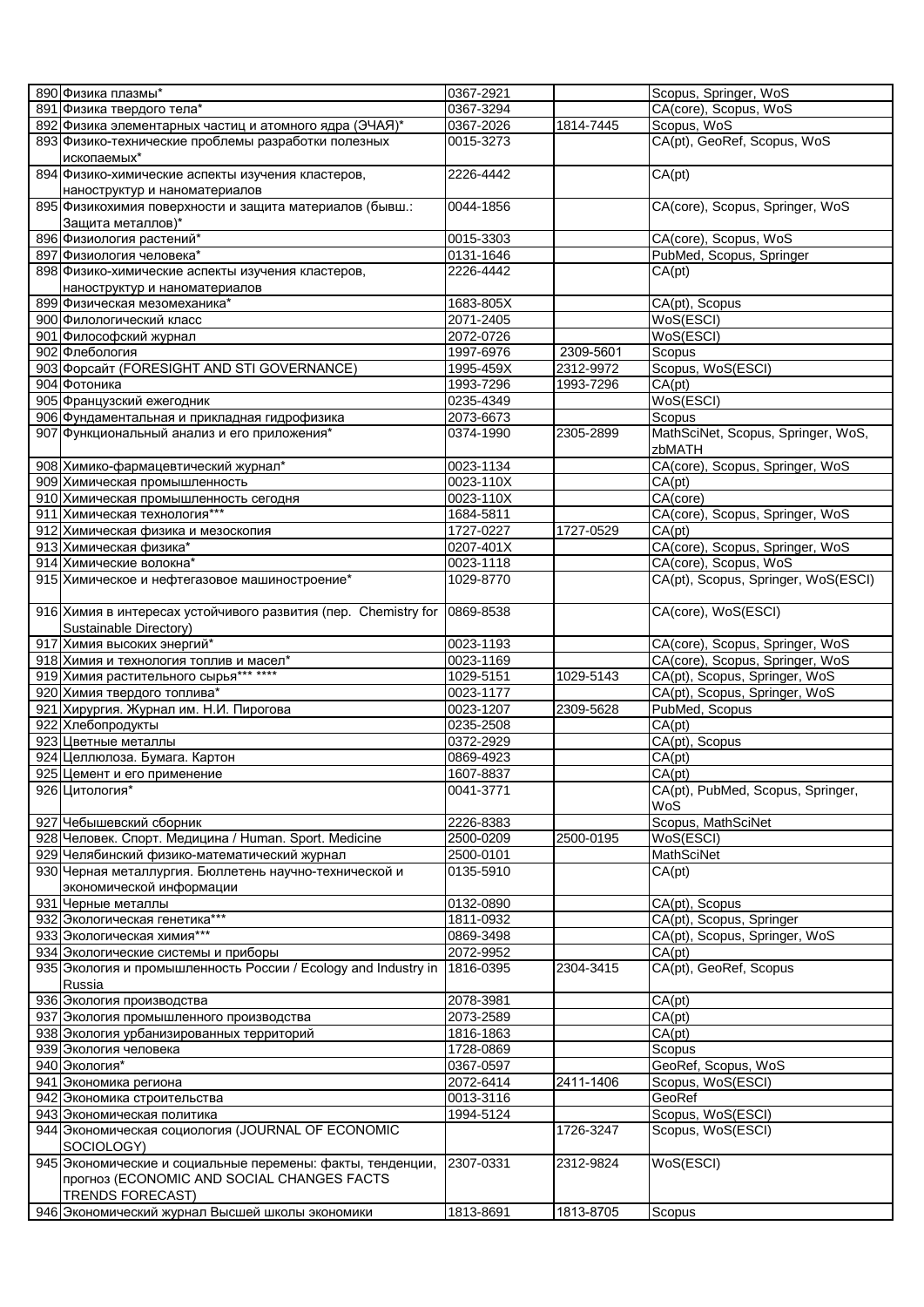| | | | | |
|---|---|---|---|---|
| 890 | Физика плазмы* | 0367-2921 | | Scopus, Springer, WoS |
| 891 | Физика твердого тела* | 0367-3294 | | CA(core), Scopus, WoS |
| 892 | Физика элементарных частиц и атомного ядра (ЭЧАЯ)* | 0367-2026 | 1814-7445 | Scopus, WoS |
| 893 | Физико-технические проблемы разработки полезных ископаемых* | 0015-3273 | | CA(pt), GeoRef, Scopus, WoS |
| 894 | Физико-химические аспекты изучения кластеров, наноструктур и наноматериалов | 2226-4442 | | CA(pt) |
| 895 | Физикохимия поверхности и защита материалов (бывш.: Защита металлов)* | 0044-1856 | | CA(core), Scopus, Springer, WoS |
| 896 | Физиология растений* | 0015-3303 | | CA(core), Scopus, WoS |
| 897 | Физиология человека* | 0131-1646 | | PubMed, Scopus, Springer |
| 898 | Физико-химические аспекты изучения кластеров, наноструктур и наноматериалов | 2226-4442 | | CA(pt) |
| 899 | Физическая мезомеханика* | 1683-805X | | CA(pt), Scopus |
| 900 | Филологический класс | 2071-2405 | | WoS(ESCI) |
| 901 | Философский журнал | 2072-0726 | | WoS(ESCI) |
| 902 | Флебология | 1997-6976 | 2309-5601 | Scopus |
| 903 | Форсайт (FORESIGHT AND STI GOVERNANCE) | 1995-459X | 2312-9972 | Scopus, WoS(ESCI) |
| 904 | Фотоника | 1993-7296 | 1993-7296 | CA(pt) |
| 905 | Французский ежегодник | 0235-4349 | | WoS(ESCI) |
| 906 | Фундаментальная и прикладная гидрофизика | 2073-6673 | | Scopus |
| 907 | Функциональный анализ и его приложения* | 0374-1990 | 2305-2899 | MathSciNet, Scopus, Springer, WoS, zbMATH |
| 908 | Химико-фармацевтический журнал* | 0023-1134 | | CA(core), Scopus, Springer, WoS |
| 909 | Химическая промышленность | 0023-110X | | CA(pt) |
| 910 | Химическая промышленность сегодня | 0023-110X | | CA(core) |
| 911 | Химическая технология*** | 1684-5811 | | CA(core), Scopus, Springer, WoS |
| 912 | Химическая физика и мезоскопия | 1727-0227 | 1727-0529 | CA(pt) |
| 913 | Химическая физика* | 0207-401X | | CA(core), Scopus, Springer, WoS |
| 914 | Химические волокна* | 0023-1118 | | CA(core), Scopus, WoS |
| 915 | Химическое и нефтегазовое машиностроение* | 1029-8770 | | CA(pt), Scopus, Springer, WoS(ESCI) |
| 916 | Химия в интересах устойчивого развития (пер. Chemistry for Sustainable Directory) | 0869-8538 | | CA(core), WoS(ESCI) |
| 917 | Химия высоких энергий* | 0023-1193 | | CA(core), Scopus, Springer, WoS |
| 918 | Химия и технология топлив и масел* | 0023-1169 | | CA(core), Scopus, Springer, WoS |
| 919 | Химия растительного сырья*** **** | 1029-5151 | 1029-5143 | CA(pt), Scopus, Springer, WoS |
| 920 | Химия твердого топлива* | 0023-1177 | | CA(pt), Scopus, Springer, WoS |
| 921 | Хирургия. Журнал им. Н.И. Пирогова | 0023-1207 | 2309-5628 | PubMed, Scopus |
| 922 | Хлебопродукты | 0235-2508 | | CA(pt) |
| 923 | Цветные металлы | 0372-2929 | | CA(pt), Scopus |
| 924 | Целлюлоза. Бумага. Картон | 0869-4923 | | CA(pt) |
| 925 | Цемент и его применение | 1607-8837 | | CA(pt) |
| 926 | Цитология* | 0041-3771 | | CA(pt), PubMed, Scopus, Springer, WoS |
| 927 | Чебышевский сборник | 2226-8383 | | Scopus, MathSciNet |
| 928 | Человек. Спорт. Медицина / Human. Sport. Medicine | 2500-0209 | 2500-0195 | WoS(ESCI) |
| 929 | Челябинский физико-математический журнал | 2500-0101 | | MathSciNet |
| 930 | Черная металлургия. Бюллетень научно-технической и экономической информации | 0135-5910 | | CA(pt) |
| 931 | Черные металлы | 0132-0890 | | CA(pt), Scopus |
| 932 | Экологическая генетика*** | 1811-0932 | | CA(pt), Scopus, Springer |
| 933 | Экологическая химия*** | 0869-3498 | | CA(pt), Scopus, Springer, WoS |
| 934 | Экологические системы и приборы | 2072-9952 | | CA(pt) |
| 935 | Экология и промышленность России / Ecology and Industry in Russia | 1816-0395 | 2304-3415 | CA(pt), GeoRef, Scopus |
| 936 | Экология производства | 2078-3981 | | CA(pt) |
| 937 | Экология промышленного производства | 2073-2589 | | CA(pt) |
| 938 | Экология урбанизированных территорий | 1816-1863 | | CA(pt) |
| 939 | Экология человека | 1728-0869 | | Scopus |
| 940 | Экология* | 0367-0597 | | GeoRef, Scopus, WoS |
| 941 | Экономика региона | 2072-6414 | 2411-1406 | Scopus, WoS(ESCI) |
| 942 | Экономика строительства | 0013-3116 | | GeoRef |
| 943 | Экономическая политика | 1994-5124 | | Scopus, WoS(ESCI) |
| 944 | Экономическая социология (JOURNAL OF ECONOMIC SOCIOLOGY) | | 1726-3247 | Scopus, WoS(ESCI) |
| 945 | Экономические и социальные перемены: факты, тенденции, прогноз (ECONOMIC AND SOCIAL CHANGES FACTS TRENDS FORECAST) | 2307-0331 | 2312-9824 | WoS(ESCI) |
| 946 | Экономический журнал Высшей школы экономики | 1813-8691 | 1813-8705 | Scopus |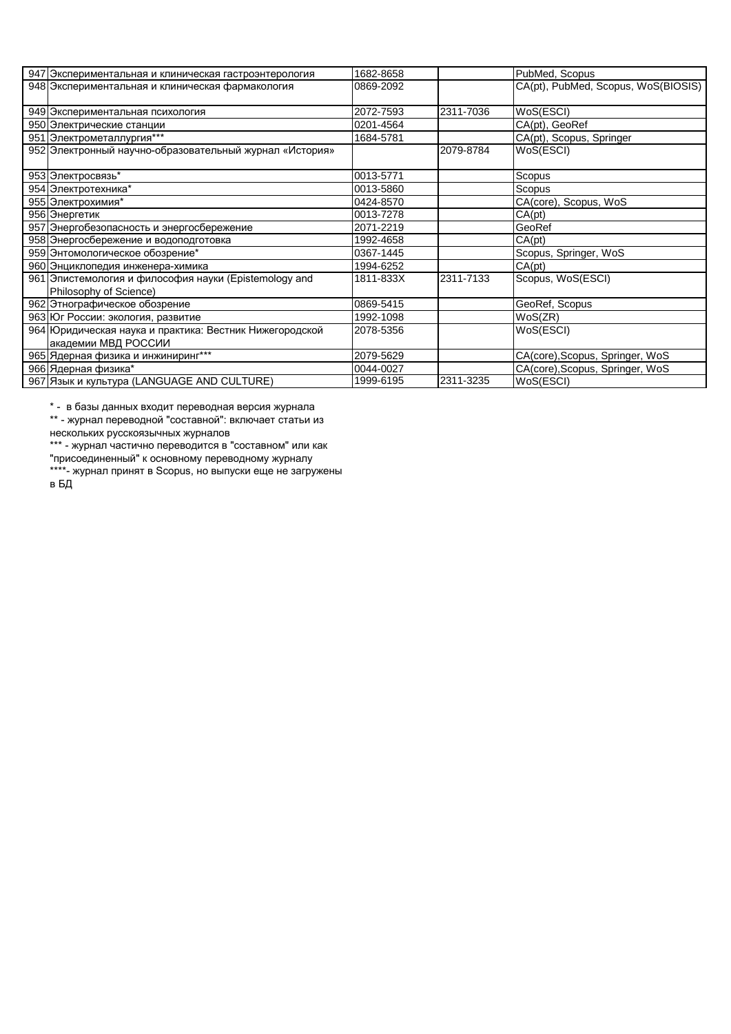| | | | | |
|---|---|---|---|---|
| 947 | Экспериментальная и клиническая гастроэнтерология | 1682-8658 | | PubMed, Scopus |
| 948 | Экспериментальная и клиническая фармакология | 0869-2092 | | CA(pt), PubMed, Scopus, WoS(BIOSIS) |
| 949 | Экспериментальная психология | 2072-7593 | 2311-7036 | WoS(ESCI) |
| 950 | Электрические станции | 0201-4564 | | CA(pt), GeoRef |
| 951 | Электрометаллургия*** | 1684-5781 | | CA(pt), Scopus, Springer |
| 952 | Электронный научно-образовательный журнал «История» | | 2079-8784 | WoS(ESCI) |
| 953 | Электросвязь* | 0013-5771 | | Scopus |
| 954 | Электротехника* | 0013-5860 | | Scopus |
| 955 | Электрохимия* | 0424-8570 | | CA(core), Scopus, WoS |
| 956 | Энергетик | 0013-7278 | | CA(pt) |
| 957 | Энергобезопасность и энергосбережение | 2071-2219 | | GeoRef |
| 958 | Энергосбережение и водоподготовка | 1992-4658 | | CA(pt) |
| 959 | Энтомологическое обозрение* | 0367-1445 | | Scopus, Springer, WoS |
| 960 | Энциклопедия инженера-химика | 1994-6252 | | CA(pt) |
| 961 | Эпистемология и философия науки (Epistemology and Philosophy of Science) | 1811-833X | 2311-7133 | Scopus, WoS(ESCI) |
| 962 | Этнографическое обозрение | 0869-5415 | | GeoRef, Scopus |
| 963 | Юг России: экология, развитие | 1992-1098 | | WoS(ZR) |
| 964 | Юридическая наука и практика: Вестник Нижегородской академии МВД РОССИИ | 2078-5356 | | WoS(ESCI) |
| 965 | Ядерная физика и инжиниринг*** | 2079-5629 | | CA(core),Scopus, Springer, WoS |
| 966 | Ядерная физика* | 0044-0027 | | CA(core),Scopus, Springer, WoS |
| 967 | Язык и культура (LANGUAGE AND CULTURE) | 1999-6195 | 2311-3235 | WoS(ESCI) |

* - в базы данных входит переводная версия журнала

** - журнал переводной "составной": включает статьи из нескольких русскоязычных журналов

*** - журнал частично переводится в "составном" или как "присоединенный" к основному переводному журналу

****- журнал принят в Scopus, но выпуски еще не загружены в БД